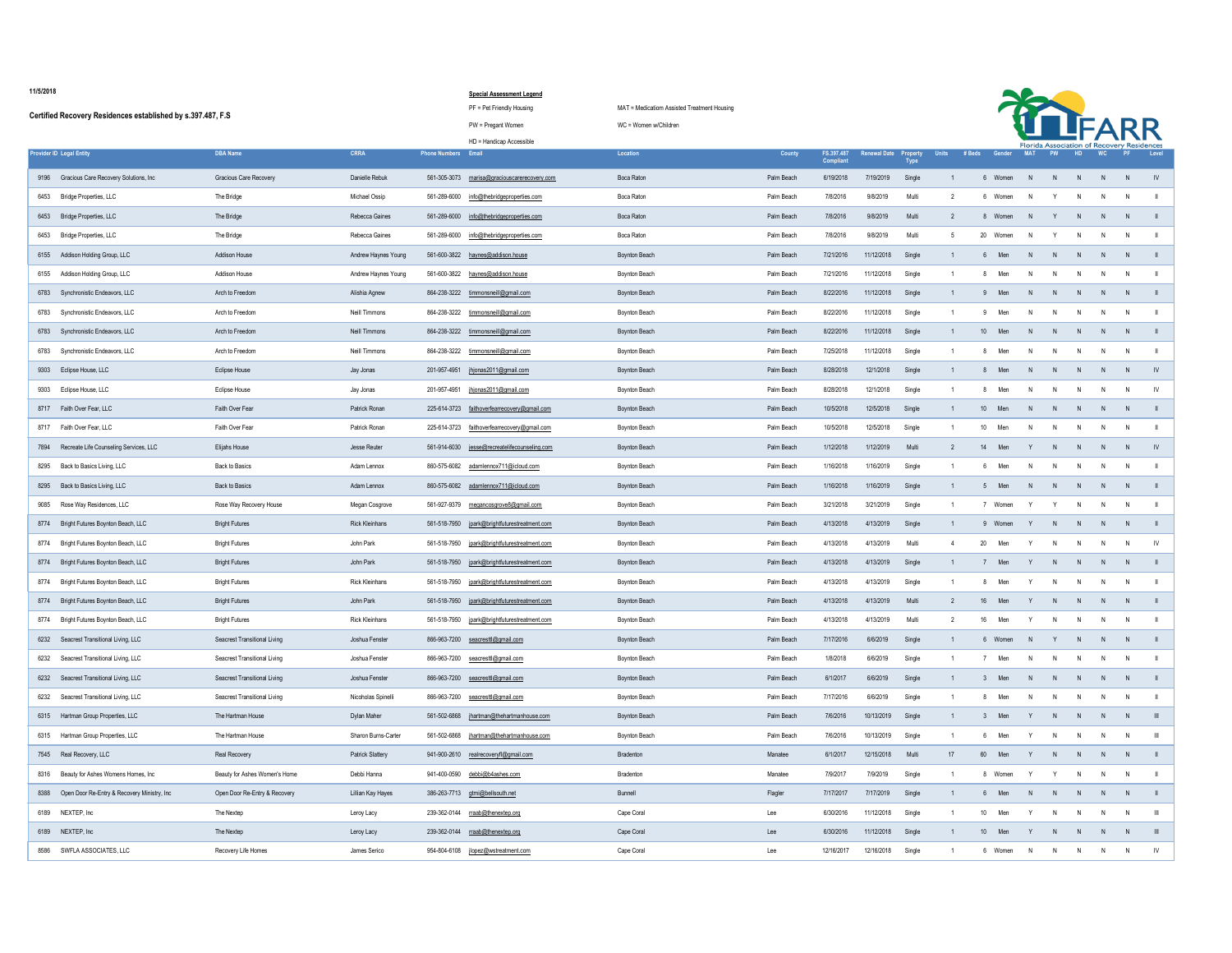11/5/2018

**Certified Recovery Residences established by s.397.487, F.S**

**Special Assessment Legend**

PF = Pet Friendly Housing

PW = Pregant Women

HD = Handicap Accessible

MAT = Medicatiom Assisted Treatment Housing

WC = Women w/Children

FARR
Florida Association of Recovery Residences

| Provider ID | Legal Entity | DBA Name | CRRA | Phone Numbers | Email | Location | County | FS.397.487 Compliant | Renewal Date | Property Type | Units | # Beds | Gender | MAT | PW | HD | WC | PF | Level |
|---|---|---|---|---|---|---|---|---|---|---|---|---|---|---|---|---|---|---|---|
| 9196 | Gracious Care Recovery Solutions, Inc | Gracious Care Recovery | Danielle Rebuk | 561-305-3073 | marisa@graciouscarerecovery.com | Boca Raton | Palm Beach | 6/19/2018 | 7/19/2019 | Single | 1 | 6 | Women | N | N | N | N | N | IV |
| 6453 | Bridge Properties, LLC | The Bridge | Michael Ossip | 561-289-6000 | info@thebridgeproperties.com | Boca Raton | Palm Beach | 7/8/2016 | 9/8/2019 | Multi | 2 | 6 | Women | N | Y | N | N | N | II |
| 6453 | Bridge Properties, LLC | The Bridge | Rebecca Gaines | 561-289-6000 | info@thebridgeproperties.com | Boca Raton | Palm Beach | 7/8/2016 | 9/8/2019 | Multi | 2 | 8 | Women | N | Y | N | N | N | II |
| 6453 | Bridge Properties, LLC | The Bridge | Rebecca Gaines | 561-289-6000 | info@thebridgeproperties.com | Boca Raton | Palm Beach | 7/8/2016 | 9/8/2019 | Multi | 5 | 20 | Women | N | Y | N | N | N | II |
| 6155 | Addison Holding Group, LLC | Addison House | Andrew Haynes Young | 561-600-3822 | haynes@addison.house | Boynton Beach | Palm Beach | 7/21/2016 | 11/12/2018 | Single | 1 | 6 | Men | N | N | N | N | N | II |
| 6155 | Addison Holding Group, LLC | Addison House | Andrew Haynes Young | 561-600-3822 | haynes@addison.house | Boynton Beach | Palm Beach | 7/21/2016 | 11/12/2018 | Single | 1 | 8 | Men | N | N | N | N | N | II |
| 6783 | Synchronistic Endeavors, LLC | Arch to Freedom | Alishia Agnew | 864-238-3222 | timmonsneill@gmail.com | Boynton Beach | Palm Beach | 8/22/2016 | 11/12/2018 | Single | 1 | 9 | Men | N | N | N | N | N | II |
| 6783 | Synchronistic Endeavors, LLC | Arch to Freedom | Neill Timmons | 864-238-3222 | timmonsneill@gmail.com | Boynton Beach | Palm Beach | 8/22/2016 | 11/12/2018 | Single | 1 | 9 | Men | N | N | N | N | N | II |
| 6783 | Synchronistic Endeavors, LLC | Arch to Freedom | Neill Timmons | 864-238-3222 | timmonsneill@gmail.com | Boynton Beach | Palm Beach | 8/22/2016 | 11/12/2018 | Single | 1 | 10 | Men | N | N | N | N | N | II |
| 6783 | Synchronistic Endeavors, LLC | Arch to Freedom | Neill Timmons | 864-238-3222 | timmonsneill@gmail.com | Boynton Beach | Palm Beach | 7/25/2018 | 11/12/2018 | Single | 1 | 8 | Men | N | N | N | N | N | II |
| 9303 | Eclipse House, LLC | Eclipse House | Jay Jonas | 201-957-4951 | jhjonas2011@gmail.com | Boynton Beach | Palm Beach | 8/28/2018 | 12/1/2018 | Single | 1 | 8 | Men | N | N | N | N | N | IV |
| 9303 | Eclipse House, LLC | Eclipse House | Jay Jonas | 201-957-4951 | jhjonas2011@gmail.com | Boynton Beach | Palm Beach | 8/28/2018 | 12/1/2018 | Single | 1 | 8 | Men | N | N | N | N | N | IV |
| 8717 | Faith Over Fear, LLC | Faith Over Fear | Patrick Ronan | 225-614-3723 | faithoverfearrecovery@gmail.com | Boynton Beach | Palm Beach | 10/5/2018 | 12/5/2018 | Single | 1 | 10 | Men | N | N | N | N | N | II |
| 8717 | Faith Over Fear, LLC | Faith Over Fear | Patrick Ronan | 225-614-3723 | faithoverfearrecovery@gmail.com | Boynton Beach | Palm Beach | 10/5/2018 | 12/5/2018 | Single | 1 | 10 | Men | N | N | N | N | N | II |
| 7894 | Recreate Life Counseling Services, LLC | Elijahs House | Jesse Reuter | 561-914-6030 | jesse@recreatelifecounseling.com | Boynton Beach | Palm Beach | 1/12/2018 | 1/12/2019 | Multi | 2 | 14 | Men | Y | N | N | N | N | IV |
| 8295 | Back to Basics Living, LLC | Back to Basics | Adam Lennox | 860-575-6082 | adamlennox711@icloud.com | Boynton Beach | Palm Beach | 1/16/2018 | 1/16/2019 | Single | 1 | 6 | Men | N | N | N | N | N | II |
| 8295 | Back to Basics Living, LLC | Back to Basics | Adam Lennox | 860-575-6082 | adamlennox711@icloud.com | Boynton Beach | Palm Beach | 1/16/2018 | 1/16/2019 | Single | 1 | 5 | Men | N | N | N | N | N | II |
| 9085 | Rose Way Residences, LLC | Rose Way Recovery House | Megan Cosgrove | 561-927-9379 | megancosgrove8@gmail.com | Boynton Beach | Palm Beach | 3/21/2018 | 3/21/2019 | Single | 1 | 7 | Women | Y | Y | N | N | N | II |
| 8774 | Bright Futures Boynton Beach, LLC | Bright Futures | Rick Kleinhans | 561-518-7950 | jpark@brightfuturestreatment.com | Boynton Beach | Palm Beach | 4/13/2018 | 4/13/2019 | Single | 1 | 9 | Women | Y | N | N | N | N | II |
| 8774 | Bright Futures Boynton Beach, LLC | Bright Futures | John Park | 561-518-7950 | jpark@brightfuturestreatment.com | Boynton Beach | Palm Beach | 4/13/2018 | 4/13/2019 | Multi | 4 | 20 | Men | Y | N | N | N | N | IV |
| 8774 | Bright Futures Boynton Beach, LLC | Bright Futures | John Park | 561-518-7950 | jpark@brightfuturestreatment.com | Boynton Beach | Palm Beach | 4/13/2018 | 4/13/2019 | Single | 1 | 7 | Men | Y | N | N | N | N | II |
| 8774 | Bright Futures Boynton Beach, LLC | Bright Futures | Rick Kleinhans | 561-518-7950 | jpark@brightfuturestreatment.com | Boynton Beach | Palm Beach | 4/13/2018 | 4/13/2019 | Single | 1 | 8 | Men | Y | N | N | N | N | II |
| 8774 | Bright Futures Boynton Beach, LLC | Bright Futures | John Park | 561-518-7950 | jpark@brightfuturestreatment.com | Boynton Beach | Palm Beach | 4/13/2018 | 4/13/2019 | Multi | 2 | 16 | Men | Y | N | N | N | N | II |
| 8774 | Bright Futures Boynton Beach, LLC | Bright Futures | Rick Kleinhans | 561-518-7950 | jpark@brightfuturestreatment.com | Boynton Beach | Palm Beach | 4/13/2018 | 4/13/2019 | Multi | 2 | 16 | Men | Y | N | N | N | N | II |
| 6232 | Seacrest Transitional Living, LLC | Seacrest Transitional Living | Joshua Fenster | 866-963-7200 | seacresttl@gmail.com | Boynton Beach | Palm Beach | 7/17/2016 | 6/6/2019 | Single | 1 | 6 | Women | N | Y | N | N | N | II |
| 6232 | Seacrest Transitional Living, LLC | Seacrest Transitional Living | Joshua Fenster | 866-963-7200 | seacresttl@gmail.com | Boynton Beach | Palm Beach | 1/8/2018 | 6/6/2019 | Single | 1 | 7 | Men | N | N | N | N | N | II |
| 6232 | Seacrest Transitional Living, LLC | Seacrest Transitional Living | Joshua Fenster | 866-963-7200 | seacresttl@gmail.com | Boynton Beach | Palm Beach | 6/1/2017 | 6/6/2019 | Single | 1 | 3 | Men | N | N | N | N | N | II |
| 6232 | Seacrest Transitional Living, LLC | Seacrest Transitional Living | Nicoholas Spinelli | 866-963-7200 | seacresttl@gmail.com | Boynton Beach | Palm Beach | 7/17/2016 | 6/6/2019 | Single | 1 | 8 | Men | N | N | N | N | N | II |
| 6315 | Hartman Group Properties, LLC | The Hartman House | Dylan Maher | 561-502-6868 | jhartman@thehartmanhouse.com | Boynton Beach | Palm Beach | 7/6/2016 | 10/13/2019 | Single | 1 | 3 | Men | Y | N | N | N | N | III |
| 6315 | Hartman Group Properties, LLC | The Hartman House | Sharon Burns-Carter | 561-502-6868 | jhartman@thehartmanhouse.com | Boynton Beach | Palm Beach | 7/6/2016 | 10/13/2019 | Single | 1 | 6 | Men | Y | N | N | N | N | III |
| 7545 | Real Recovery, LLC | Real Recovery | Patrick Slattery | 941-900-2610 | realrecoveryfl@gmail.com | Bradenton | Manatee | 6/1/2017 | 12/15/2018 | Multi | 17 | 60 | Men | Y | N | N | N | N | II |
| 8316 | Beauty for Ashes Womens Homes, Inc | Beauty for Ashes Women's Home | Debbi Hanna | 941-400-0590 | debbi@b4ashes.com | Bradenton | Manatee | 7/9/2017 | 7/9/2019 | Single | 1 | 8 | Women | Y | Y | N | N | N | II |
| 8388 | Open Door Re-Entry & Recovery Ministry, Inc | Open Door Re-Entry & Recovery | Lillian Kay Hayes | 386-263-7713 | gtmi@bellsouth.net | Bunnell | Flagler | 7/17/2017 | 7/17/2019 | Single | 1 | 6 | Men | N | N | N | N | N | II |
| 6189 | NEXTEP, Inc | The Nextep | Leroy Lacy | 239-362-0144 | rraab@thenextep.org | Cape Coral | Lee | 6/30/2016 | 11/12/2018 | Single | 1 | 10 | Men | Y | N | N | N | N | III |
| 6189 | NEXTEP, Inc | The Nextep | Leroy Lacy | 239-362-0144 | rraab@thenextep.org | Cape Coral | Lee | 6/30/2016 | 11/12/2018 | Single | 1 | 10 | Men | Y | N | N | N | N | III |
| 8586 | SWFLA ASSOCIATES, LLC | Recovery Life Homes | James Serico | 954-804-6108 | jlopez@wstreatment.com | Cape Coral | Lee | 12/16/2017 | 12/16/2018 | Single | 1 | 6 | Women | N | N | N | N | N | IV |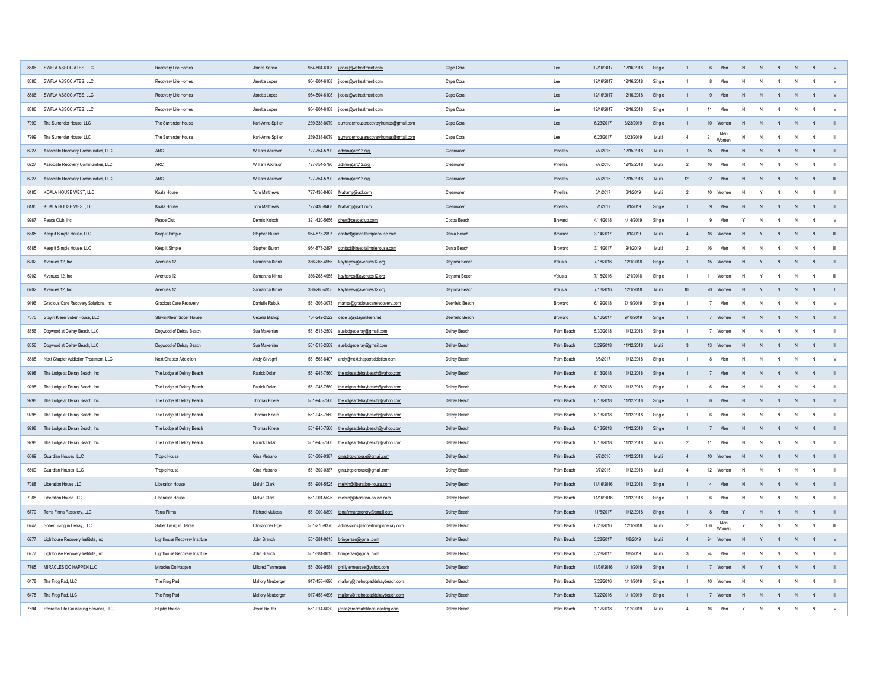| | | | | | | | | | | | | | | | | | | | | |
|---|---|---|---|---|---|---|---|---|---|---|---|---|---|---|---|---|---|---|---|---|
| 8586 | SWFLA ASSOCIATES, LLC | Recovery Life Homes | James Serico | 954-804-6108 | jlopez@wstreatment.com | Cape Coral | Lee | 12/16/2017 | 12/16/2018 | Single | 1 | 6 | Men | N | N | N | N | N | IV |
| 8586 | SWFLA ASSOCIATES, LLC | Recovery Life Homes | Janette Lopez | 954-804-6108 | jlopez@wstreatment.com | Cape Coral | Lee | 12/16/2017 | 12/16/2018 | Single | 1 | 8 | Men | N | N | N | N | N | IV |
| 8586 | SWFLA ASSOCIATES, LLC | Recovery Life Homes | Janette Lopez | 954-804-6108 | jlopez@wstreatment.com | Cape Coral | Lee | 12/16/2017 | 12/16/2018 | Single | 1 | 9 | Men | N | N | N | N | N | IV |
| 8586 | SWFLA ASSOCIATES, LLC | Recovery Life Homes | Janette Lopez | 954-804-6108 | jlopez@wstreatment.com | Cape Coral | Lee | 12/16/2017 | 12/16/2018 | Single | 1 | 11 | Men | N | N | N | N | N | IV |
| 7999 | The Surrender House, LLC | The Surrender House | Kari-Anne Spiller | 239-333-8079 | surrenderhouserecoveryhomes@gmail.com | Cape Coral | Lee | 6/23/2017 | 6/23/2019 | Single | 1 | 10 | Women | N | N | N | N | N | II |
| 7999 | The Surrender House, LLC | The Surrender House | Kari-Anne Spiller | 239-333-8079 | surrenderhouserecoveryhomes@gmail.com | Cape Coral | Lee | 6/23/2017 | 6/23/2019 | Multi | 4 | 21 | Men, Women | N | N | N | N | N | II |
| 6227 | Associate Recovery Communities, LLC | ARC | William Atkinson | 727-754-5790 | admin@arc12.org | Clearwater | Pinellas | 7/7/2016 | 12/15/2018 | Multi | 1 | 15 | Men | N | N | N | N | N | II |
| 6227 | Associate Recovery Communities, LLC | ARC | William Atkinson | 727-754-5790 | admin@arc12.org | Clearwater | Pinellas | 7/7/2016 | 12/15/2018 | Multi | 2 | 16 | Men | N | N | N | N | N | II |
| 6227 | Associate Recovery Communities, LLC | ARC | William Atkinson | 727-754-5790 | admin@arc12.org | Clearwater | Pinellas | 7/7/2016 | 12/15/2018 | Multi | 12 | 32 | Men | N | N | N | N | N | III |
| 6185 | KOALA HOUSE WEST, LLC | Koala House | Tom Matthews | 727-430-8468 | Mattamp@aol.com | Clearwater | Pinellas | 5/1/2017 | 6/1/2019 | Multi | 2 | 10 | Women | N | Y | N | N | N | II |
| 6185 | KOALA HOUSE WEST, LLC | Koala House | Tom Matthews | 727-430-8468 | Mattamp@aol.com | Clearwater | Pinellas | 5/1/2017 | 6/1/2019 | Single | 1 | 9 | Men | N | N | N | N | N | II |
| 9267 | Peace Club, Inc | Peace Club | Dennis Kolsch | 321-420-5656 | drew@peaceclub.com | Cocoa Beach | Brevard | 4/14/2018 | 4/14/2019 | Single | 1 | 9 | Men | Y | N | N | N | N | IV |
| 6885 | Keep it Simple House, LLC | Keep it Simple | Stephen Buron | 954-873-2897 | contact@keepitsimplehouse.com | Dania Beach | Broward | 3/14/2017 | 9/1/2019 | Multi | 4 | 16 | Women | N | Y | N | N | N | III |
| 6885 | Keep it Simple House, LLC | Keep it Simple | Stephen Buron | 954-873-2897 | contact@keepitsimplehouse.com | Dania Beach | Broward | 3/14/2017 | 9/1/2019 | Multi | 2 | 16 | Men | N | N | N | N | N | III |
| 6202 | Avenues 12, Inc | Avenues 12 | Samantha Kinna | 386-265-4955 | kayhayes@avenues12.org | Daytona Beach | Volusia | 7/18/2016 | 12/1/2018 | Single | 1 | 15 | Women | N | Y | N | N | N | II |
| 6202 | Avenues 12, Inc | Avenues 12 | Samantha Kinna | 386-265-4955 | kayhayes@avenues12.org | Daytona Beach | Volusia | 7/18/2016 | 12/1/2018 | Single | 1 | 11 | Women | N | Y | N | N | N | III |
| 6202 | Avenues 12, Inc | Avenues 12 | Samantha Kinna | 386-265-4955 | kayhayes@avenues12.org | Daytona Beach | Volusia | 7/18/2016 | 12/1/2018 | Multi | 10 | 20 | Women | N | Y | N | N | N | I |
| 9196 | Gracious Care Recovery Solutions, Inc | Gracious Care Recovery | Danielle Rebuk | 561-305-3073 | marisa@graciouscarerecovery.com | Deerfield Beach | Broward | 6/19/2018 | 7/19/2019 | Single | 1 | 7 | Men | N | N | N | N | N | IV |
| 7575 | Stayin Kleen Sober House, LLC | Stayin Kleen Sober House | Cecelia Bishop | 754-242-2522 | cecelia@stayinkleen.net | Deerfield Beach | Broward | 8/10/2017 | 9/10/2019 | Single | 1 | 7 | Women | N | N | N | N | N | II |
| 8656 | Dogwood at Delray Beach, LLC | Dogwood of Delray Beach | Sue Makenian | 561-513-2509 | suelodgedelray@gmail.com | Delray Beach | Palm Beach | 5/30/2018 | 11/12/2018 | Single | 1 | 7 | Women | N | N | N | N | N | II |
| 8656 | Dogwood at Delray Beach, LLC | Dogwood of Delray Beach | Sue Makenian | 561-513-2509 | suelodgedelray@gmail.com | Delray Beach | Palm Beach | 5/29/2018 | 11/12/2018 | Multi | 3 | 13 | Women | N | N | N | N | N | II |
| 8688 | Next Chapter Addiction Treatment, LLC | Next Chapter Addiction | Andy Silvagni | 561-563-8407 | andy@nextchapteraddiction.com | Delray Beach | Palm Beach | 8/8/2017 | 11/12/2018 | Single | 1 | 8 | Men | N | N | N | N | N | IV |
| 9298 | The Lodge at Delray Beach, Inc | The Lodge at Delray Beach | Patrick Dolan | 561-945-7560 | thelodgeatdelraybeach@yahoo.com | Delray Beach | Palm Beach | 8/13/2018 | 11/12/2018 | Single | 1 | 7 | Men | N | N | N | N | N | II |
| 9298 | The Lodge at Delray Beach, Inc | The Lodge at Delray Beach | Patrick Dolan | 561-945-7560 | thelodgeatdelraybeach@yahoo.com | Delray Beach | Palm Beach | 8/13/2018 | 11/12/2018 | Single | 1 | 6 | Men | N | N | N | N | N | II |
| 9298 | The Lodge at Delray Beach, Inc | The Lodge at Delray Beach | Thomas Kriete | 561-945-7560 | thelodgeatdelraybeach@yahoo.com | Delray Beach | Palm Beach | 8/13/2018 | 11/12/2018 | Single | 1 | 6 | Men | N | N | N | N | N | II |
| 9298 | The Lodge at Delray Beach, Inc | The Lodge at Delray Beach | Thomas Kriete | 561-945-7560 | thelodgeatdelraybeach@yahoo.com | Delray Beach | Palm Beach | 8/13/2018 | 11/12/2018 | Single | 1 | 6 | Men | N | N | N | N | N | II |
| 9298 | The Lodge at Delray Beach, Inc | The Lodge at Delray Beach | Thomas Kriete | 561-945-7560 | thelodgeatdelraybeach@yahoo.com | Delray Beach | Palm Beach | 8/13/2018 | 11/12/2018 | Single | 1 | 7 | Men | N | N | N | N | N | II |
| 9298 | The Lodge at Delray Beach, Inc | The Lodge at Delray Beach | Patrick Dolan | 561-945-7560 | thelodgeatdelraybeach@yahoo.com | Delray Beach | Palm Beach | 8/13/2018 | 11/12/2018 | Multi | 2 | 11 | Men | N | N | N | N | N | II |
| 6669 | Guardian Houses, LLC | Tropic House | Gina Metrano | 561-302-0387 | gina.tropichouse@gmail.com | Delray Beach | Palm Beach | 9/7/2016 | 11/12/2018 | Multi | 4 | 10 | Women | N | N | N | N | N | II |
| 6669 | Guardian Houses, LLC | Tropic House | Gina Metrano | 561-302-0387 | gina.tropichouse@gmail.com | Delray Beach | Palm Beach | 9/7/2016 | 11/12/2018 | Multi | 4 | 12 | Women | N | N | N | N | N | II |
| 7088 | Liberation House LLC | Liberation House | Melvin Clark | 561-901-5525 | melvin@liberation-house.com | Delray Beach | Palm Beach | 11/16/2016 | 11/12/2018 | Single | 1 | 4 | Men | N | N | N | N | N | II |
| 7088 | Liberation House LLC | Liberation House | Melvin Clark | 561-901-5525 | melvin@liberation-house.com | Delray Beach | Palm Beach | 11/16/2016 | 11/12/2018 | Single | 1 | 6 | Men | N | N | N | N | N | II |
| 6770 | Terra Firma Recovery, LLC | Terra Firma | Richard Mukasa | 561-909-8899 | terrafirmarecovery@gmail.com | Delray Beach | Palm Beach | 11/6/2017 | 11/12/2018 | Single | 1 | 8 | Men | Y | N | N | N | N | II |
| 6247 | Sober Living in Delray, LLC | Sober Living in Delray | Christopher Ege | 561-276-9370 | admissions@soberlivingindelray.com | Delray Beach | Palm Beach | 6/26/2016 | 12/1/2018 | Multi | 52 | 136 | Men, Women | Y | N | N | N | N | III |
| 6277 | Lighthouse Recovery Institute, Inc | Lighthouse Recovery Institute | John Branch | 561-381-0015 | bringersen@gmail.com | Delray Beach | Palm Beach | 3/28/2017 | 1/8/2019 | Multi | 4 | 24 | Women | N | Y | N | N | N | IV |
| 6277 | Lighthouse Recovery Institute, Inc | Lighthouse Recovery Institute | John Branch | 561-381-0015 | bringersen@gmail.com | Delray Beach | Palm Beach | 3/28/2017 | 1/8/2019 | Multi | 3 | 24 | Men | N | N | N | N | N | II |
| 7765 | MIRACLES DO HAPPEN LLC | Miracles Do Happen | Mildred Tennessee | 561-302-9584 | phillytennessee@yahoo.com | Delray Beach | Palm Beach | 11/30/2016 | 1/11/2019 | Single | 1 | 7 | Women | N | Y | N | N | N | II |
| 6478 | The Frog Pad, LLC | The Frog Pad | Mallory Neuberger | 917-453-4696 | mallory@thefrogpaddelraybeach.com | Delray Beach | Palm Beach | 7/22/2016 | 1/11/2019 | Single | 1 | 10 | Women | N | N | N | N | N | II |
| 6478 | The Frog Pad, LLC | The Frog Pad | Mallory Neuberger | 917-453-4696 | mallory@thefrogpaddelraybeach.com | Delray Beach | Palm Beach | 7/22/2016 | 1/11/2019 | Single | 1 | 7 | Women | N | N | N | N | N | II |
| 7894 | Recreate Life Counseling Services, LLC | Elijahs House | Jesse Reuter | 561-914-6030 | jesse@recreatelifecounseling.com | Delray Beach | Palm Beach | 1/12/2018 | 1/12/2019 | Multi | 4 | 16 | Men | Y | N | N | N | N | IV |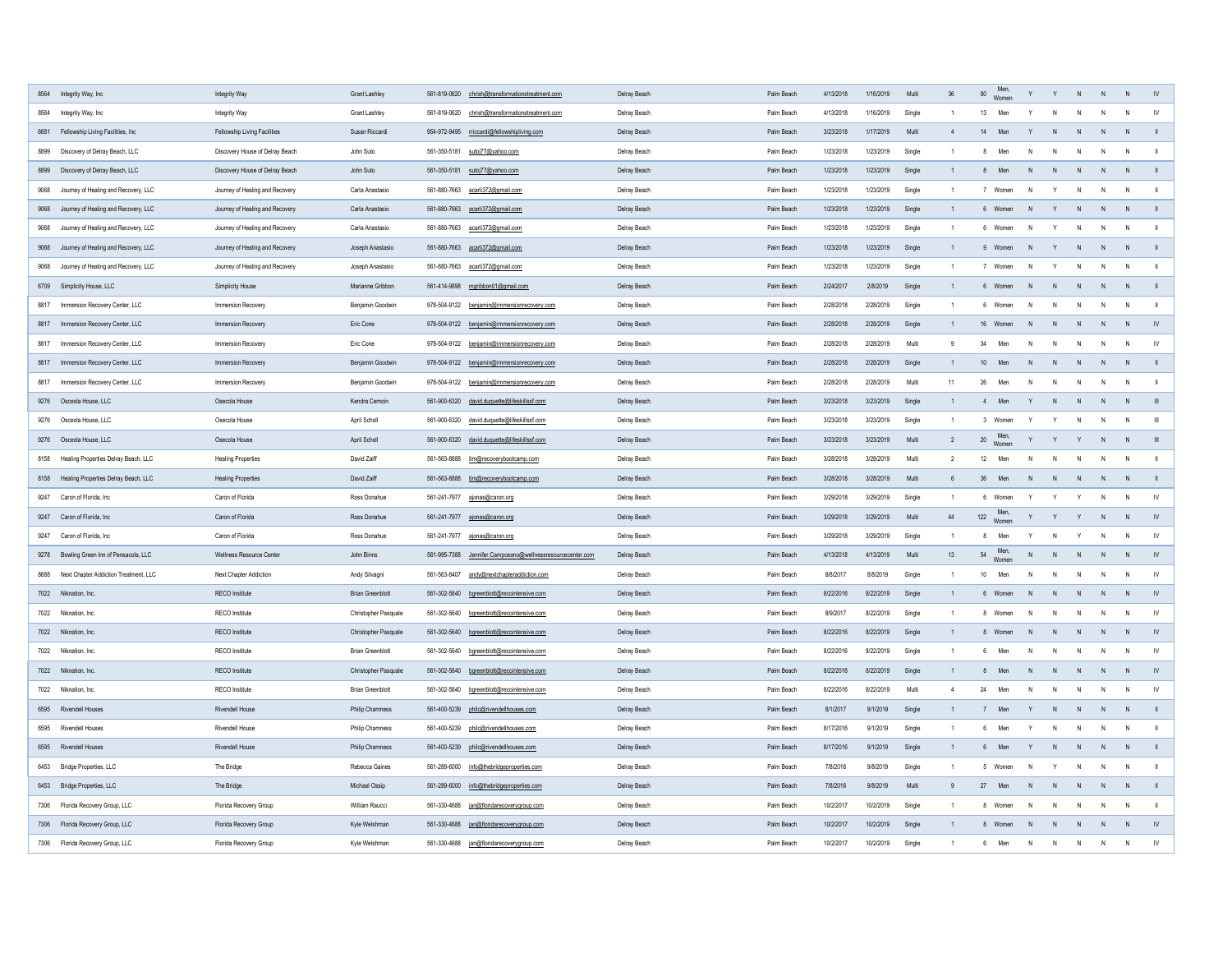| | | | | | | | | | | | | | | | | | | | | | |
|---|---|---|---|---|---|---|---|---|---|---|---|---|---|---|---|---|---|---|---|---|---|
| 8564 | Integrity Way, Inc | Integrity Way | Grant Lashley | 561-819-0620 | chrish@transformationstreatment.com | Delray Beach | Palm Beach | 4/13/2018 | 1/16/2019 | Multi | 36 | 80 | Men, Women | Y | Y | N | N | N | IV |
| 8564 | Integrity Way, Inc | Integrity Way | Grant Lashley | 561-819-0620 | chrish@transformationstreatment.com | Delray Beach | Palm Beach | 4/13/2018 | 1/16/2019 | Single | 1 | 13 | Men | Y | N | N | N | N | IV |
| 6681 | Fellowship Living Facilities, Inc | Fellowship Living Facilities | Susan Riccardi | 954-972-9495 | rriccardi@fellowshipliving.com | Delray Beach | Palm Beach | 3/23/2018 | 1/17/2019 | Multi | 4 | 14 | Men | Y | N | N | N | N | II |
| 8899 | Discovery of Delray Beach, LLC | Discovery House of Delray Beach | John Suto | 561-350-5181 | sutoj77@yahoo.com | Delray Beach | Palm Beach | 1/23/2018 | 1/23/2019 | Single | 1 | 8 | Men | N | N | N | N | N | II |
| 8899 | Discovery of Delray Beach, LLC | Discovery House of Delray Beach | John Suto | 561-350-5181 | sutoj77@yahoo.com | Delray Beach | Palm Beach | 1/23/2018 | 1/23/2019 | Single | 1 | 8 | Men | N | N | N | N | N | II |
| 9068 | Journey of Healing and Recovery, LLC | Journey of Healing and Recovery | Carla Anastasio | 561-880-7663 | acarli372@gmail.com | Delray Beach | Palm Beach | 1/23/2018 | 1/23/2019 | Single | 1 | 7 | Women | N | Y | N | N | N | II |
| 9068 | Journey of Healing and Recovery, LLC | Journey of Healing and Recovery | Carla Anastasio | 561-880-7663 | acarli372@gmail.com | Delray Beach | Palm Beach | 1/23/2018 | 1/23/2019 | Single | 1 | 6 | Women | N | Y | N | N | N | II |
| 9068 | Journey of Healing and Recovery, LLC | Journey of Healing and Recovery | Carla Anastasio | 561-880-7663 | acarli372@gmail.com | Delray Beach | Palm Beach | 1/23/2018 | 1/23/2019 | Single | 1 | 6 | Women | N | Y | N | N | N | II |
| 9068 | Journey of Healing and Recovery, LLC | Journey of Healing and Recovery | Joseph Anastasio | 561-880-7663 | acarli372@gmail.com | Delray Beach | Palm Beach | 1/23/2018 | 1/23/2019 | Single | 1 | 9 | Women | N | Y | N | N | N | II |
| 9068 | Journey of Healing and Recovery, LLC | Journey of Healing and Recovery | Joseph Anastasio | 561-880-7663 | acarli372@gmail.com | Delray Beach | Palm Beach | 1/23/2018 | 1/23/2019 | Single | 1 | 7 | Women | N | Y | N | N | N | II |
| 6709 | Simplicity House, LLC | Simplicity House | Marianne Gribbon | 561-414-9898 | mgribbon01@gmail.com | Delray Beach | Palm Beach | 2/24/2017 | 2/8/2019 | Single | 1 | 6 | Women | N | N | N | N | N | II |
| 8817 | Immersion Recovery Center, LLC | Immersion Recovery | Benjamin Goodwin | 978-504-9122 | benjamin@immersionrecovery.com | Delray Beach | Palm Beach | 2/28/2018 | 2/28/2019 | Single | 1 | 6 | Women | N | N | N | N | N | II |
| 8817 | Immersion Recovery Center, LLC | Immersion Recovery | Eric Cone | 978-504-9122 | benjamin@immersionrecovery.com | Delray Beach | Palm Beach | 2/28/2018 | 2/28/2019 | Single | 1 | 16 | Women | N | N | N | N | N | IV |
| 8817 | Immersion Recovery Center, LLC | Immersion Recovery | Eric Cone | 978-504-9122 | benjamin@immersionrecovery.com | Delray Beach | Palm Beach | 2/28/2018 | 2/28/2019 | Multi | 9 | 34 | Men | N | N | N | N | N | IV |
| 8817 | Immersion Recovery Center, LLC | Immersion Recovery | Benjamin Goodwin | 978-504-9122 | benjamin@immersionrecovery.com | Delray Beach | Palm Beach | 2/28/2018 | 2/28/2019 | Single | 1 | 10 | Men | N | N | N | N | N | II |
| 8817 | Immersion Recovery Center, LLC | Immersion Recovery | Benjamin Goodwin | 978-504-9122 | benjamin@immersionrecovery.com | Delray Beach | Palm Beach | 2/28/2018 | 2/28/2019 | Multi | 11 | 26 | Men | N | N | N | N | N | II |
| 9276 | Osceola House, LLC | Osecola House | Kendra Cernoin | 561-900-6320 | david.duquette@lifeskillssf.com | Delray Beach | Palm Beach | 3/23/2018 | 3/23/2019 | Single | 1 | 4 | Men | Y | N | N | N | N | III |
| 9276 | Osceola House, LLC | Osecola House | April Scholl | 561-900-6320 | david.duquette@lifeskillssf.com | Delray Beach | Palm Beach | 3/23/2018 | 3/23/2019 | Single | 1 | 3 | Women | Y | Y | N | N | N | III |
| 9276 | Osceola House, LLC | Osecola House | April Scholl | 561-900-6320 | david.duquette@lifeskillssf.com | Delray Beach | Palm Beach | 3/23/2018 | 3/23/2019 | Multi | 2 | 20 | Men, Women | Y | Y | Y | N | N | III |
| 8158 | Healing Properties Delray Beach, LLC | Healing Properties | David Zaiff | 561-563-8888 | tim@recoverybootcamp.com | Delray Beach | Palm Beach | 3/28/2018 | 3/28/2019 | Multi | 2 | 12 | Men | N | N | N | N | N | II |
| 8158 | Healing Properties Delray Beach, LLC | Healing Properties | David Zaiff | 561-563-8888 | tim@recoverybootcamp.com | Delray Beach | Palm Beach | 3/28/2018 | 3/28/2019 | Multi | 6 | 36 | Men | N | N | N | N | N | II |
| 9247 | Caron of Florida, Inc | Caron of Florida | Ross Donahue | 561-241-7977 | ajonas@caron.org | Delray Beach | Palm Beach | 3/29/2018 | 3/29/2019 | Single | 1 | 6 | Women | Y | Y | Y | N | N | IV |
| 9247 | Caron of Florida, Inc | Caron of Florida | Ross Donahue | 561-241-7977 | ajonas@caron.org | Delray Beach | Palm Beach | 3/29/2018 | 3/29/2019 | Multi | 44 | 122 | Men, Women | Y | Y | Y | N | N | IV |
| 9247 | Caron of Florida, Inc | Caron of Florida | Ross Donahue | 561-241-7977 | ajonas@caron.org | Delray Beach | Palm Beach | 3/29/2018 | 3/29/2019 | Single | 1 | 8 | Men | Y | N | Y | N | N | IV |
| 9278 | Bowling Green Inn of Pensacola, LLC | Wellness Resource Center | John Binns | 561-995-7388 | Jennifer.Camposano@wellnessresourcecenter.com | Delray Beach | Palm Beach | 4/13/2018 | 4/13/2019 | Multi | 13 | 54 | Men, Women | N | N | N | N | N | IV |
| 8688 | Next Chapter Addiction Treatment, LLC | Next Chapter Addiction | Andy Silvagni | 561-563-8407 | andy@nextchapteraddiction.com | Delray Beach | Palm Beach | 8/8/2017 | 8/8/2019 | Single | 1 | 10 | Men | N | N | N | N | N | IV |
| 7022 | Niknation, Inc. | RECO Institute | Brian Greenblott | 561-302-5640 | bgreenblott@recointensive.com | Delray Beach | Palm Beach | 8/22/2016 | 8/22/2019 | Single | 1 | 6 | Women | N | N | N | N | N | IV |
| 7022 | Niknation, Inc. | RECO Institute | Christopher Pasquale | 561-302-5640 | bgreenblott@recointensive.com | Delray Beach | Palm Beach | 8/9/2017 | 8/22/2019 | Single | 1 | 8 | Women | N | N | N | N | N | IV |
| 7022 | Niknation, Inc. | RECO Institute | Christopher Pasquale | 561-302-5640 | bgreenblott@recointensive.com | Delray Beach | Palm Beach | 8/22/2016 | 8/22/2019 | Single | 1 | 8 | Women | N | N | N | N | N | IV |
| 7022 | Niknation, Inc. | RECO Institute | Brian Greenblott | 561-302-5640 | bgreenblott@recointensive.com | Delray Beach | Palm Beach | 8/22/2016 | 8/22/2019 | Single | 1 | 6 | Men | N | N | N | N | N | IV |
| 7022 | Niknation, Inc. | RECO Institute | Christopher Pasquale | 561-302-5640 | bgreenblott@recointensive.com | Delray Beach | Palm Beach | 8/22/2016 | 8/22/2019 | Single | 1 | 8 | Men | N | N | N | N | N | IV |
| 7022 | Niknation, Inc. | RECO Institute | Brian Greenblott | 561-302-5640 | bgreenblott@recointensive.com | Delray Beach | Palm Beach | 8/22/2016 | 8/22/2019 | Multi | 4 | 24 | Men | N | N | N | N | N | IV |
| 6595 | Rivendell Houses | Rivendell House | Philip Chamness | 561-400-5239 | philc@rivendellhouses.com | Delray Beach | Palm Beach | 8/1/2017 | 9/1/2019 | Single | 1 | 7 | Men | Y | N | N | N | N | II |
| 6595 | Rivendell Houses | Rivendell House | Philip Chamness | 561-400-5239 | philc@rivendellhouses.com | Delray Beach | Palm Beach | 8/17/2016 | 9/1/2019 | Single | 1 | 6 | Men | Y | N | N | N | N | II |
| 6595 | Rivendell Houses | Rivendell House | Philip Chamness | 561-400-5239 | philc@rivendellhouses.com | Delray Beach | Palm Beach | 8/17/2016 | 9/1/2019 | Single | 1 | 6 | Men | Y | N | N | N | N | II |
| 6453 | Bridge Properties, LLC | The Bridge | Rebecca Gaines | 561-289-6000 | info@thebridgeproperties.com | Delray Beach | Palm Beach | 7/8/2016 | 9/8/2019 | Single | 1 | 5 | Women | N | Y | N | N | N | II |
| 6453 | Bridge Properties, LLC | The Bridge | Michael Ossip | 561-289-6000 | info@thebridgeproperties.com | Delray Beach | Palm Beach | 7/8/2016 | 9/8/2019 | Multi | 9 | 27 | Men | N | N | N | N | N | II |
| 7306 | Florida Recovery Group, LLC | Florida Recovery Group | William Raucci | 561-330-4688 | jan@floridarecoverygroup.com | Delray Beach | Palm Beach | 10/2/2017 | 10/2/2019 | Single | 1 | 8 | Women | N | N | N | N | N | II |
| 7306 | Florida Recovery Group, LLC | Florida Recovery Group | Kyle Welshman | 561-330-4688 | jan@floridarecoverygroup.com | Delray Beach | Palm Beach | 10/2/2017 | 10/2/2019 | Single | 1 | 8 | Women | N | N | N | N | N | IV |
| 7306 | Florida Recovery Group, LLC | Florida Recovery Group | Kyle Welshman | 561-330-4688 | jan@floridarecoverygroup.com | Delray Beach | Palm Beach | 10/2/2017 | 10/2/2019 | Single | 1 | 6 | Men | N | N | N | N | N | IV |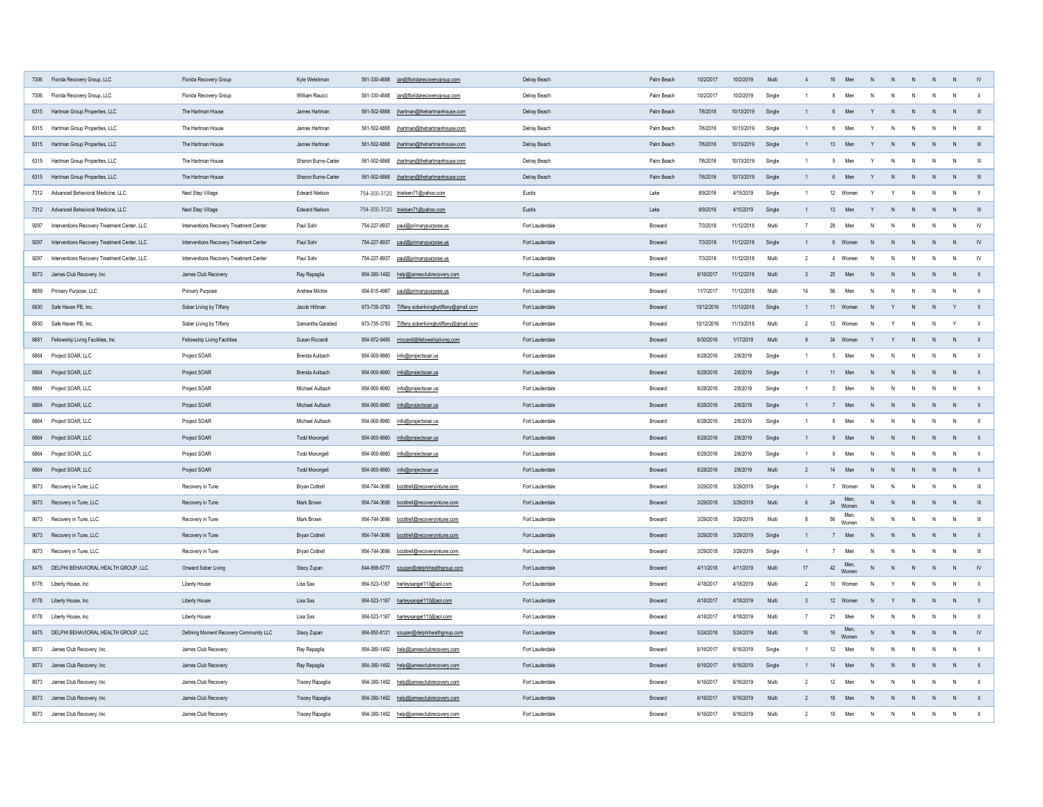| | | | | | | | | | | | | | | | | | | | | |
|---|---|---|---|---|---|---|---|---|---|---|---|---|---|---|---|---|---|---|---|---|
| 7306 | Florida Recovery Group, LLC | Florida Recovery Group | Kyle Welshman | 561-330-4688 | jan@floridarecoverygroup.com | Delray Beach | Palm Beach | 10/2/2017 | 10/2/2019 | Multi | 4 | 16 | Men | N | N | N | N | N | IV |
| 7306 | Florida Recovery Group, LLC | Florida Recovery Group | William Raucci | 561-330-4688 | jan@floridarecoverygroup.com | Delray Beach | Palm Beach | 10/2/2017 | 10/2/2019 | Single | 1 | 8 | Men | N | N | N | N | N | II |
| 6315 | Hartman Group Properties, LLC | The Hartman House | James Hartman | 561-502-6868 | jhartman@thehartmanhouse.com | Delray Beach | Palm Beach | 7/6/2016 | 10/13/2019 | Single | 1 | 6 | Men | Y | N | N | N | N | III |
| 6315 | Hartman Group Properties, LLC | The Hartman House | James Hartman | 561-502-6868 | jhartman@thehartmanhouse.com | Delray Beach | Palm Beach | 7/6/2016 | 10/13/2019 | Single | 1 | 6 | Men | Y | N | N | N | N | III |
| 6315 | Hartman Group Properties, LLC | The Hartman House | James Hartman | 561-502-6868 | jhartman@thehartmanhouse.com | Delray Beach | Palm Beach | 7/6/2016 | 10/13/2019 | Single | 1 | 13 | Men | Y | N | N | N | N | III |
| 6315 | Hartman Group Properties, LLC | The Hartman House | Sharon Burns-Carter | 561-502-6868 | jhartman@thehartmanhouse.com | Delray Beach | Palm Beach | 7/6/2016 | 10/13/2019 | Single | 1 | 5 | Men | Y | N | N | N | N | III |
| 6315 | Hartman Group Properties, LLC | The Hartman House | Sharon Burns-Carter | 561-502-6868 | jhartman@thehartmanhouse.com | Delray Beach | Palm Beach | 7/6/2016 | 10/13/2019 | Single | 1 | 6 | Men | Y | N | N | N | N | III |
| 7312 | Advanced Behavioral Medicine, LLC | Next Step Village | Edward Nielson | 754-300-3120 | tnielsen71@yahoo.com | Eustis | Lake | 8/9/2016 | 4/15/2019 | Single | 1 | 12 | Women | Y | Y | N | N | N | II |
| 7312 | Advanced Behavioral Medicine, LLC | Next Step Village | Edward Nielson | 754-300-3120 | tnielsen71@yahoo.com | Eustis | Lake | 8/9/2016 | 4/15/2019 | Single | 1 | 13 | Men | Y | N | N | N | N | III |
| 9297 | Interventions Recovery Treatment Center, LLC | Interventions Recovery Treatment Center | Paul Sohr | 754-227-8937 | paul@primarypurpose.us | Fort Lauderdale | Broward | 7/3/2018 | 11/12/2018 | Multi | 7 | 28 | Men | N | N | N | N | N | IV |
| 9297 | Interventions Recovery Treatment Center, LLC | Interventions Recovery Treatment Center | Paul Sohr | 754-227-8937 | paul@primarypurpose.us | Fort Lauderdale | Broward | 7/3/2018 | 11/12/2018 | Single | 1 | 6 | Women | N | N | N | N | N | IV |
| 9297 | Interventions Recovery Treatment Center, LLC | Interventions Recovery Treatment Center | Paul Sohr | 754-227-8937 | paul@primarypurpose.us | Fort Lauderdale | Broward | 7/3/2018 | 11/12/2018 | Multi | 2 | 4 | Women | N | N | N | N | N | IV |
| 8073 | James Club Recovery, Inc | James Club Recovery | Ray Rapaglia | 954-380-1492 | help@jamesclubrecovery.com | Fort Lauderdale | Broward | 6/16/2017 | 11/12/2018 | Multi | 3 | 25 | Men | N | N | N | N | N | II |
| 8659 | Primary Purpose, LLC | Primary Purpose | Andrew Michie | 954-815-4967 | paul@primarypurpose.us | Fort Lauderdale | Broward | 11/7/2017 | 11/12/2018 | Multi | 14 | 56 | Men | N | N | N | N | N | II |
| 6930 | Safe Haven PB, Inc. | Sober Living by Tiffany | Jacob Hillman | 973-735-3783 | Tiffany.soberlivingbytiffany@gmail.com | Fort Lauderdale | Broward | 10/12/2016 | 11/13/2018 | Single | 1 | 11 | Women | N | Y | N | N | Y | II |
| 6930 | Safe Haven PB, Inc. | Sober Living by Tiffany | Samantha Garabed | 973-735-3783 | Tiffany.soberlivingbytiffany@gmail.com | Fort Lauderdale | Broward | 10/12/2016 | 11/13/2018 | Multi | 2 | 13 | Women | N | Y | N | N | Y | II |
| 6681 | Fellowship Living Facilities, Inc | Fellowship Living Facilities | Susan Riccardi | 954-972-9495 | rriccardi@fellowshipliving.com | Fort Lauderdale | Broward | 6/30/2016 | 1/17/2019 | Multi | 9 | 34 | Women | Y | Y | N | N | N | II |
| 6864 | Project SOAR, LLC | Project SOAR | Brenda Aulbach | 954-900-9980 | info@projectsoar.us | Fort Lauderdale | Broward | 6/28/2016 | 2/8/2019 | Single | 1 | 5 | Men | N | N | N | N | N | II |
| 6864 | Project SOAR, LLC | Project SOAR | Brenda Aulbach | 954-900-9980 | info@projectsoar.us | Fort Lauderdale | Broward | 6/28/2016 | 2/8/2019 | Single | 1 | 11 | Men | N | N | N | N | N | II |
| 6864 | Project SOAR, LLC | Project SOAR | Michael Aulbach | 954-900-9980 | info@projectsoar.us | Fort Lauderdale | Broward | 6/28/2016 | 2/8/2019 | Single | 1 | 5 | Men | N | N | N | N | N | II |
| 6864 | Project SOAR, LLC | Project SOAR | Michael Aulbach | 954-900-9980 | info@projectsoar.us | Fort Lauderdale | Broward | 6/28/2016 | 2/8/2019 | Single | 1 | 7 | Men | N | N | N | N | N | II |
| 6864 | Project SOAR, LLC | Project SOAR | Michael Aulbach | 954-900-9980 | info@projectsoar.us | Fort Lauderdale | Broward | 6/28/2016 | 2/8/2019 | Single | 1 | 8 | Men | N | N | N | N | N | II |
| 6864 | Project SOAR, LLC | Project SOAR | Todd Morongell | 954-900-9980 | info@projectsoar.us | Fort Lauderdale | Broward | 6/28/2016 | 2/8/2019 | Single | 1 | 9 | Men | N | N | N | N | N | II |
| 6864 | Project SOAR, LLC | Project SOAR | Todd Morongell | 954-900-9980 | info@projectsoar.us | Fort Lauderdale | Broward | 6/28/2016 | 2/8/2019 | Single | 1 | 9 | Men | N | N | N | N | N | II |
| 6864 | Project SOAR, LLC | Project SOAR | Todd Morongell | 954-900-9980 | info@projectsoar.us | Fort Lauderdale | Broward | 6/28/2016 | 2/8/2019 | Multi | 2 | 14 | Men | N | N | N | N | N | II |
| 9073 | Recovery in Tune, LLC | Recovery in Tune | Bryan Cottrell | 954-744-3696 | bcottrell@recoveryintune.com | Fort Lauderdale | Broward | 3/29/2018 | 3/29/2019 | Single | 1 | 7 | Women | N | N | N | N | N | III |
| 9073 | Recovery in Tune, LLC | Recovery in Tune | Mark Brown | 954-744-3696 | bcottrell@recoveryintune.com | Fort Lauderdale | Broward | 3/29/2018 | 3/29/2019 | Multi | 6 | 24 | Men, Women | N | N | N | N | N | III |
| 9073 | Recovery in Tune, LLC | Recovery in Tune | Mark Brown | 954-744-3696 | bcottrell@recoveryintune.com | Fort Lauderdale | Broward | 3/29/2018 | 3/29/2019 | Multi | 8 | 56 | Men, Women | N | N | N | N | N | III |
| 9073 | Recovery in Tune, LLC | Recovery in Tune | Bryan Cottrell | 954-744-3696 | bcottrell@recoveryintune.com | Fort Lauderdale | Broward | 3/29/2018 | 3/29/2019 | Single | 1 | 7 | Men | N | N | N | N | N | II |
| 9073 | Recovery in Tune, LLC | Recovery in Tune | Bryan Cottrell | 954-744-3696 | bcottrell@recoveryintune.com | Fort Lauderdale | Broward | 3/29/2018 | 3/29/2019 | Single | 1 | 7 | Men | N | N | N | N | N | III |
| 8475 | DELPHI BEHAVIORAL HEALTH GROUP, LLC | Onward Sober Living | Stacy Zupan | 844-899-5777 | szupan@delphihealthgroup.com | Fort Lauderdale | Broward | 4/11/2018 | 4/11/2019 | Multi | 17 | 42 | Men, Women | N | N | N | N | N | IV |
| 6178 | Liberty House, Inc | Liberty House | Lisa Sax | 954-523-1167 | harleysangel113@aol.com | Fort Lauderdale | Broward | 4/18/2017 | 4/18/2019 | Multi | 2 | 10 | Women | N | Y | N | N | N | II |
| 6178 | Liberty House, Inc | Liberty House | Lisa Sax | 954-523-1167 | harleysangel113@aol.com | Fort Lauderdale | Broward | 4/18/2017 | 4/18/2019 | Multi | 3 | 12 | Women | N | Y | N | N | N | II |
| 6178 | Liberty House, Inc | Liberty House | Lisa Sax | 954-523-1167 | harleysangel113@aol.com | Fort Lauderdale | Broward | 4/18/2017 | 4/18/2019 | Multi | 7 | 21 | Men | N | N | N | N | N | II |
| 8475 | DELPHI BEHAVIORAL HEALTH GROUP, LLC | Defining Moment Recovery Community LLC | Stacy Zupan | 954-850-8121 | szupan@delphihealthgroup.com | Fort Lauderdale | Broward | 5/24/2018 | 5/24/2019 | Multi | 16 | 16 | Men, Women | N | N | N | N | N | IV |
| 8073 | James Club Recovery, Inc | James Club Recovery | Ray Rapaglia | 954-380-1492 | help@jamesclubrecovery.com | Fort Lauderdale | Broward | 6/16/2017 | 6/16/2019 | Single | 1 | 12 | Men | N | N | N | N | N | II |
| 8073 | James Club Recovery, Inc | James Club Recovery | Ray Rapaglia | 954-380-1492 | help@jamesclubrecovery.com | Fort Lauderdale | Broward | 6/16/2017 | 6/16/2019 | Single | 1 | 14 | Men | N | N | N | N | N | II |
| 8073 | James Club Recovery, Inc | James Club Recovery | Tracey Rapaglia | 954-380-1492 | help@jamesclubrecovery.com | Fort Lauderdale | Broward | 6/16/2017 | 6/16/2019 | Multi | 2 | 12 | Men | N | N | N | N | N | II |
| 8073 | James Club Recovery, Inc | James Club Recovery | Tracey Rapaglia | 954-380-1492 | help@jamesclubrecovery.com | Fort Lauderdale | Broward | 6/16/2017 | 6/16/2019 | Multi | 2 | 18 | Men | N | N | N | N | N | II |
| 8073 | James Club Recovery, Inc | James Club Recovery | Tracey Rapaglia | 954-380-1492 | help@jamesclubrecovery.com | Fort Lauderdale | Broward | 6/16/2017 | 6/16/2019 | Multi | 2 | 18 | Men | N | N | N | N | N | II |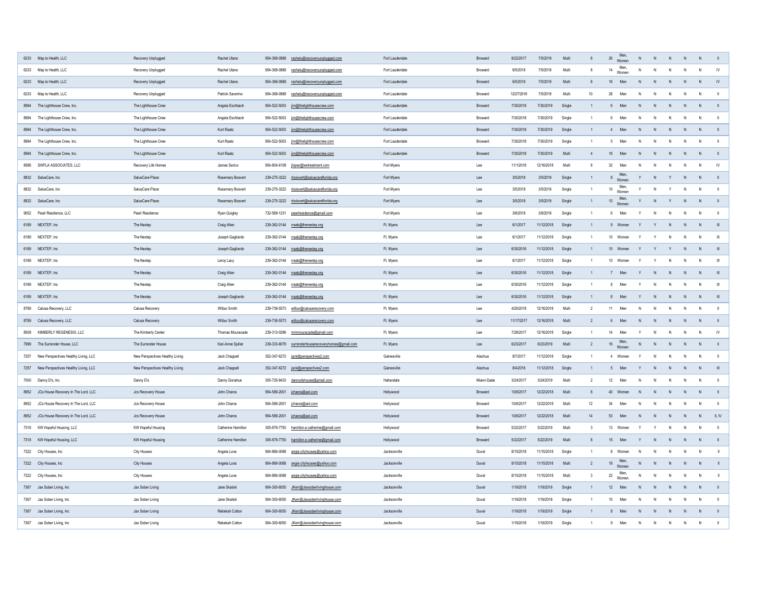| | | | | | | | | | | | | | | | | | | | |
|---|---|---|---|---|---|---|---|---|---|---|---|---|---|---|---|---|---|---|---|
| 6233 | Map to Health, LLC | Recovery Unplugged | Rachel Utano | 954-368-0888 | rachelu@recoveryunplugged.com | Fort Lauderdale | Broward | 8/22/2017 | 7/5/2019 | Multi | 8 | 26 | Men, Women | N | N | N | N | N | II |
| 6233 | Map to Health, LLC | Recovery Unplugged | Rachel Utano | 954-368-0888 | rachelu@recoveryunplugged.com | Fort Lauderdale | Broward | 6/5/2018 | 7/5/2019 | Multi | 8 | 14 | Men, Women | N | N | N | N | N | IV |
| 6233 | Map to Health, LLC | Recovery Unplugged | Rachel Utano | 954-368-0888 | rachelu@recoveryunplugged.com | Fort Lauderdale | Broward | 6/5/2018 | 7/5/2019 | Multi | 8 | 16 | Men | N | N | N | N | N | IV |
| 6233 | Map to Health, LLC | Recovery Unplugged | Patrick Saverino | 954-368-0888 | rachelu@recoveryunplugged.com | Fort Lauderdale | Broward | 12/27/2016 | 7/5/2019 | Multi | 10 | 28 | Men | N | N | N | N | N | II |
| 8994 | The Lighthouse Crew, Inc. | The Lighthouse Crew | Angela Eschbach | 954-522-5003 | jim@thelighthousecrew.com | Fort Lauderdale | Broward | 7/30/2018 | 7/30/2019 | Single | 1 | 6 | Men | N | N | N | N | N | II |
| 8994 | The Lighthouse Crew, Inc. | The Lighthouse Crew | Angela Eschbach | 954-522-5003 | jim@thelighthousecrew.com | Fort Lauderdale | Broward | 7/30/2018 | 7/30/2019 | Single | 1 | 6 | Men | N | N | N | N | N | II |
| 8994 | The Lighthouse Crew, Inc. | The Lighthouse Crew | Kurt Raatz | 954-522-5003 | jim@thelighthousecrew.com | Fort Lauderdale | Broward | 7/30/2018 | 7/30/2019 | Single | 1 | 4 | Men | N | N | N | N | N | II |
| 8994 | The Lighthouse Crew, Inc. | The Lighthouse Crew | Kurt Raatz | 954-522-5003 | jim@thelighthousecrew.com | Fort Lauderdale | Broward | 7/30/2018 | 7/30/2019 | Single | 1 | 5 | Men | N | N | N | N | N | II |
| 8994 | The Lighthouse Crew, Inc. | The Lighthouse Crew | Kurt Raatz | 954-522-5003 | jim@thelighthousecrew.com | Fort Lauderdale | Broward | 7/30/2018 | 7/30/2019 | Multi | 4 | 16 | Men | N | N | N | N | N | II |
| 8586 | SWFLA ASSOCIATES, LLC | Recovery Life Homes | James Serico | 954-804-6108 | jlopez@wstreatment.com | Fort Myers | Lee | 11/1/2018 | 12/16/2018 | Multi | 8 | 32 | Men | N | N | N | N | N | IV |
| 8832 | SalusCare, Inc | SalusCare Place | Rosemary Bosvert | 239-275-3222 | rboisvert@saluscareflorida.org | Fort Myers | Lee | 3/5/2018 | 3/5/2019 | Single | 1 | 8 | Men, Women | Y | N | Y | N | N | II |
| 8832 | SalusCare, Inc | SalusCare Place | Rosemary Bosvert | 239-275-3222 | rboisvert@saluscareflorida.org | Fort Myers | Lee | 3/5/2018 | 3/5/2019 | Single | 1 | 10 | Men, Women | Y | N | Y | N | N | II |
| 8832 | SalusCare, Inc | SalusCare Place | Rosemary Bosvert | 239-275-3222 | rboisvert@saluscareflorida.org | Fort Myers | Lee | 3/5/2018 | 3/5/2019 | Single | 1 | 10 | Men, Women | Y | N | Y | N | N | II |
| 9052 | Pearl Residence, LLC | Pearl Residence | Ryan Quigley | 732-569-1231 | pearlresidence@gmail.com | Fort Myers | Lee | 3/8/2018 | 3/8/2019 | Single | 1 | 6 | Men | Y | N | N | N | N | II |
| 6189 | NEXTEP, Inc | The Nextep | Craig Allen | 239-362-0144 | rraab@thenextep.org | Ft. Myers | Lee | 6/1/2017 | 11/12/2018 | Single | 1 | 9 | Women | Y | Y | N | N | N | III |
| 6189 | NEXTEP, Inc | The Nextep | Joseph Gagliardo | 239-362-0144 | rraab@thenextep.org | Ft. Myers | Lee | 6/1/2017 | 11/12/2018 | Single | 1 | 10 | Women | Y | Y | N | N | N | III |
| 6189 | NEXTEP, Inc | The Nextep | Joseph Gagliardo | 239-362-0144 | rraab@thenextep.org | Ft. Myers | Lee | 6/30/2016 | 11/12/2018 | Single | 1 | 10 | Women | Y | Y | Y | N | N | III |
| 6189 | NEXTEP, Inc | The Nextep | Leroy Lacy | 239-362-0144 | rraab@thenextep.org | Ft. Myers | Lee | 6/1/2017 | 11/12/2018 | Single | 1 | 10 | Women | Y | Y | N | N | N | III |
| 6189 | NEXTEP, Inc | The Nextep | Craig Allen | 239-362-0144 | rraab@thenextep.org | Ft. Myers | Lee | 6/30/2016 | 11/12/2018 | Single | 1 | 7 | Men | Y | N | N | N | N | III |
| 6189 | NEXTEP, Inc | The Nextep | Craig Allen | 239-362-0144 | rraab@thenextep.org | Ft. Myers | Lee | 6/30/2016 | 11/12/2018 | Single | 1 | 8 | Men | Y | N | N | N | N | III |
| 6189 | NEXTEP, Inc | The Nextep | Joseph Gagliardo | 239-362-0144 | rraab@thenextep.org | Ft. Myers | Lee | 6/30/2016 | 11/12/2018 | Single | 1 | 8 | Men | Y | N | N | N | N | III |
| 8789 | Calusa Recovery, LLC | Calusa Recovery | Wilbur Smith | 239-738-5573 | wilbur@calusarecovery.com | Ft. Myers | Lee | 4/20/2018 | 12/16/2018 | Multi | 2 | 11 | Men | N | N | N | N | N | II |
| 8789 | Calusa Recovery, LLC | Calusa Recovery | Wilbur Smith | 239-738-5573 | wilbur@calusarecovery.com | Ft. Myers | Lee | 11/17/2017 | 12/16/2018 | Multi | 2 | 6 | Men | N | N | N | N | N | II |
| 8509 | KIMBERLY REGENESIS, LLC | The Kimberly Center | Thomas Mouracade | 239-313-0296 | mmmouracade@gmail.com | Ft. Myers | Lee | 7/28/2017 | 12/16/2018 | Single | 1 | 14 | Men | Y | N | N | N | N | IV |
| 7999 | The Surrender House, LLC | The Surrender House | Kari-Anne Spiller | 239-333-8079 | surrenderhouserecoveryhomes@gmail.com | Ft. Myers | Lee | 6/23/2017 | 6/23/2019 | Multi | 2 | 16 | Men, Women | N | N | N | N | N | II |
| 7257 | New Perspectives Healthy Living, LLC | New Perspectives Healthy Living | Jack Chappell | 352-347-6272 | jack@perspectives2.com | Gainesville | Alachua | 8/7/2017 | 11/12/2018 | Single | 1 | 4 | Women | Y | N | N | N | N | II |
| 7257 | New Perspectives Healthy Living, LLC | New Perspectives Healthy Living | Jack Chappell | 352-347-6272 | jack@perspectives2.com | Gainesville | Alachua | 8/4/2016 | 11/12/2018 | Single | 1 | 5 | Men | Y | N | N | N | N | III |
| 7000 | Danny D's, Inc | Danny D's | Danny Donahue | 305-725-8433 | dannydshouse@gmail.com | Hallandale | Miami-Dade | 3/24/2017 | 3/24/2019 | Multi | 2 | 12 | Men | N | N | N | N | N | II |
| 8952 | JCs House Recovery In The Lord, LLC | Jcs Recovery House | John Charos | 954-589-2001 | jcharos@aol.com | Hollywood | Broward | 10/6/2017 | 12/22/2018 | Multi | 8 | 40 | Women | N | N | N | N | N | II |
| 8952 | JCs House Recovery In The Lord, LLC | Jcs Recovery House | John Charos | 954-589-2001 | jcharos@aol.com | Hollywood | Broward | 10/6/2017 | 12/22/2018 | Multi | 12 | 34 | Men | N | N | N | N | N | II |
| 8952 | JCs House Recovery In The Lord, LLC | Jcs Recovery House | John Charos | 954-589-2001 | jcharos@aol.com | Hollywood | Broward | 10/6/2017 | 12/22/2018 | Multi | 14 | 53 | Men | N | N | N | N | N | II, IV |
| 7318 | KW Hopeful Housing, LLC | KW Hopeful Housing | Catherine Hamilton | 305-879-7750 | hamilton.e.catherine@gmail.com | Hollywood | Broward | 5/22/2017 | 5/22/2019 | Multi | 3 | 13 | Women | Y | Y | N | N | N | II |
| 7318 | KW Hopeful Housing, LLC | KW Hopeful Housing | Catherine Hamilton | 305-879-7750 | hamilton.e.catherine@gmail.com | Hollywood | Broward | 5/22/2017 | 5/22/2019 | Multi | 8 | 15 | Men | Y | N | N | N | N | II |
| 7322 | City Houses, Inc | City Houses | Angela Luna | 904-866-0088 | angie.cityhouses@yahoo.com | Jacksonville | Duval | 8/15/2018 | 11/15/2018 | Single | 1 | 8 | Women | N | N | N | N | N | II |
| 7322 | City Houses, Inc | City Houses | Angela Luna | 904-866-0088 | angie.cityhouses@yahoo.com | Jacksonville | Duval | 8/15/2018 | 11/15/2018 | Multi | 2 | 18 | Men, Women | N | N | N | N | N | II |
| 7322 | City Houses, Inc | City Houses | Angela Luna | 904-866-0088 | angie.cityhouses@yahoo.com | Jacksonville | Duval | 8/15/2018 | 11/15/2018 | Multi | 3 | 22 | Men, Women | N | N | N | N | N | II |
| 7367 | Jax Sober Living, Inc | Jax Sober Living | Jane Skalski | 904-300-6050 | JKerr@Jaxsoberlivinghouse.com | Jacksonville | Duval | 1/19/2018 | 1/19/2019 | Single | 1 | 12 | Men | N | N | N | N | N | II |
| 7367 | Jax Sober Living, Inc | Jax Sober Living | Jane Skalski | 904-300-6050 | JKerr@Jaxsoberlivinghouse.com | Jacksonville | Duval | 1/19/2018 | 1/19/2019 | Single | 1 | 10 | Men | N | N | N | N | N | II |
| 7367 | Jax Sober Living, Inc | Jax Sober Living | Rebekah Cotton | 904-300-6050 | JKerr@Jaxsoberlivinghouse.com | Jacksonville | Duval | 1/19/2018 | 1/19/2019 | Single | 1 | 8 | Men | N | N | N | N | N | II |
| 7367 | Jax Sober Living, Inc | Jax Sober Living | Rebekah Cotton | 904-300-6050 | JKerr@Jaxsoberlivinghouse.com | Jacksonville | Duval | 1/19/2018 | 1/19/2019 | Single | 1 | 9 | Men | N | N | N | N | N | II |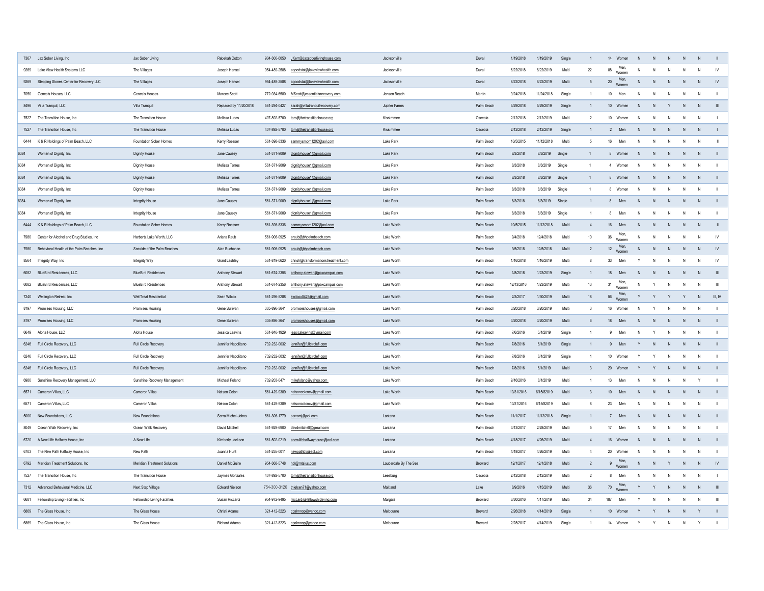| | | | | | | | | | | | | | | | | | | | |
|---|---|---|---|---|---|---|---|---|---|---|---|---|---|---|---|---|---|---|---|
| 7367 | Jax Sober Living, Inc | Jax Sober Living | Rebekah Cotton | 904-300-6050 | JKerr@Jaxsoberlivinghouse.com | Jacksonville | Duval | 1/19/2018 | 1/19/2019 | Single | 1 | 14 | Women | N | N | N | N | N | II |
| 9269 | Lake View Health Systems LLC | The Villages | Joseph Hansel | 954-489-2588 | agoodstat@lakeviewhealth.com | Jacksonville | Duval | 6/22/2018 | 6/22/2019 | Multi | 22 | 88 | Men, Women | N | N | N | N | N | IV |
| 9269 | Stepping Stones Center for Recovery LLC | The Villages | Joseph Hansel | 954-489-2588 | agoodstat@lakeviewhealth.com | Jacksonville | Duval | 6/22/2018 | 6/22/2019 | Multi | 5 | 20 | Men, Women | N | N | N | N | N | IV |
| 7050 | Genesis Houses, LLC | Genesis Houses | Marcee Scott | 772-934-6580 | MScott@essentialsrecovery.com | Jensen Beach | Martin | 9/24/2018 | 11/24/2018 | Single | 1 | 10 | Men | N | N | N | N | N | II |
| 8496 | Villa Tranquil, LLC | Villa Tranquil | Replaced by 11/20/2018 | 561-294-0427 | sarah@villatranquilrecovery.com | Jupiter Farms | Palm Beach | 5/29/2018 | 5/29/2019 | Single | 1 | 10 | Women | N | N | Y | N | N | III |
| 7527 | The Transition House, Inc | The Transition House | Melissa Lucas | 407-892-5700 | tom@thetransitionhouse.org | Kissimmee | Osceola | 2/12/2018 | 2/12/2019 | Multi | 2 | 10 | Women | N | N | N | N | N | I |
| 7527 | The Transition House, Inc | The Transition House | Melissa Lucas | 407-892-5700 | tom@thetransitionhouse.org | Kissimmee | Osceola | 2/12/2018 | 2/12/2019 | Single | 1 | 2 | Men | N | N | N | N | N | I |
| 6444 | K & R Holdings of Palm Beach, LLC | Foundation Sober Homes | Kerry Roesser | 561-398-8336 | sammysmom1202@aol.com | Lake Park | Palm Beach | 10/5/2015 | 11/12/2018 | Multi | 5 | 16 | Men | N | N | N | N | N | II |
| 6384 | Women of Dignity, Inc | Dignity House | Jane Causey | 561-371-9009 | dignityhouse1@gmail.com | Lake Park | Palm Beach | 8/3/2018 | 8/3/2019 | Single | 1 | 8 | Women | N | N | N | N | N | II |
| 6384 | Women of Dignity, Inc | Dignity House | Melissa Torres | 561-371-9009 | dignityhouse1@gmail.com | Lake Park | Palm Beach | 8/3/2018 | 8/3/2019 | Single | 1 | 4 | Women | N | N | N | N | N | II |
| 6384 | Women of Dignity, Inc | Dignity House | Melissa Torres | 561-371-9009 | dignityhouse1@gmail.com | Lake Park | Palm Beach | 8/3/2018 | 8/3/2019 | Single | 1 | 8 | Women | N | N | N | N | N | II |
| 6384 | Women of Dignity, Inc | Dignity House | Melissa Torres | 561-371-9009 | dignityhouse1@gmail.com | Lake Park | Palm Beach | 8/3/2018 | 8/3/2019 | Single | 1 | 8 | Women | N | N | N | N | N | II |
| 6384 | Women of Dignity, Inc | Integrity House | Jane Causey | 561-371-9009 | dignityhouse1@gmail.com | Lake Park | Palm Beach | 8/3/2018 | 8/3/2019 | Single | 1 | 8 | Men | N | N | N | N | N | II |
| 6384 | Women of Dignity, Inc | Integrity House | Jane Causey | 561-371-9009 | dignityhouse1@gmail.com | Lake Park | Palm Beach | 8/3/2018 | 8/3/2019 | Single | 1 | 8 | Men | N | N | N | N | N | II |
| 6444 | K & R Holdings of Palm Beach, LLC | Foundation Sober Homes | Kerry Roesser | 561-398-8336 | sammysmom1202@aol.com | Lake Worth | Palm Beach | 10/5/2015 | 11/12/2018 | Multi | 4 | 16 | Men | N | N | N | N | N | II |
| 7980 | Center for Alcohol and Drug Studies, Inc | Herbertz Lake Worth, LLC | Ariana Raub | 561-906-0925 | araub@bhpalmbeach.com | Lake Worth | Palm Beach | 9/4/2018 | 12/4/2018 | Multi | 10 | 36 | Men, Women | N | N | N | N | N | IV |
| 7980 | Behavioral Health of the Palm Beaches, Inc | Seaside of the Palm Beaches | Alan Buchanan | 561-906-0925 | araub@bhpalmbeach.com | Lake Worth | Palm Beach | 9/5/2018 | 12/5/2018 | Multi | 2 | 12 | Men, Women | N | N | N | N | N | IV |
| 8564 | Integrity Way, Inc | Integrity Way | Grant Lashley | 561-819-0620 | chrish@transformationstreatment.com | Lake Worth | Palm Beach | 1/16/2018 | 1/16/2019 | Multi | 8 | 33 | Men | Y | N | N | N | N | IV |
| 6082 | BlueBird Residences, LLC | BlueBird Residences | Anthony Stewart | 561-674-2356 | anthony.stewart@paxcampus.com | Lake Worth | Palm Beach | 1/8/2018 | 1/23/2019 | Single | 1 | 18 | Men | N | N | N | N | N | III |
| 6082 | BlueBird Residences, LLC | BlueBird Residences | Anthony Stewart | 561-674-2356 | anthony.stewart@paxcampus.com | Lake Worth | Palm Beach | 12/13/2016 | 1/23/2019 | Multi | 13 | 31 | Men, Women | N | Y | N | N | N | III |
| 7240 | Wellington Retreat, Inc | WellTreat Residential | Sean Wilcox | 561-296-5288 | swilcox0425@gmail.com | Lake Worth | Palm Beach | 2/3/2017 | 1/30/2019 | Multi | 18 | 56 | Men, Women | Y | Y | Y | Y | N | III, IV |
| 8197 | Promises Housing, LLC | Promises Housing | Gene Sullivan | 305-896-3641 | promiseshouses@gmail.com | Lake Worth | Palm Beach | 3/20/2018 | 3/20/2019 | Multi | 3 | 16 | Women | N | Y | N | N | N | II |
| 8197 | Promises Housing, LLC | Promises Housing | Gene Sullivan | 305-896-3641 | promiseshouses@gmail.com | Lake Worth | Palm Beach | 3/20/2018 | 3/20/2019 | Multi | 6 | 18 | Men | N | N | N | N | N | II |
| 6649 | Aloha House, LLC | Aloha House | Jessica Leavins | 561-846-1929 | jessicaleavins@ymail.com | Lake Worth | Palm Beach | 7/6/2016 | 5/1/2019 | Single | 1 | 9 | Men | N | Y | N | N | N | II |
| 6246 | Full Circle Recovery, LLC | Full Circle Recovery | Jennifer Napolitano | 732-232-0032 | jennifer@fullcirclefl.com | Lake Worth | Palm Beach | 7/8/2016 | 6/1/2019 | Single | 1 | 9 | Men | Y | N | N | N | N | II |
| 6246 | Full Circle Recovery, LLC | Full Circle Recovery | Jennifer Napolitano | 732-232-0032 | jennifer@fullcirclefl.com | Lake Worth | Palm Beach | 7/8/2016 | 6/1/2019 | Single | 1 | 10 | Women | Y | Y | N | N | N | II |
| 6246 | Full Circle Recovery, LLC | Full Circle Recovery | Jennifer Napolitano | 732-232-0032 | jennifer@fullcirclefl.com | Lake Worth | Palm Beach | 7/8/2016 | 6/1/2019 | Multi | 3 | 20 | Women | Y | Y | N | N | N | II |
| 6980 | Sunshine Recovery Management, LLC | Sunshine Recovery Management | Michael Foland | 702-203-0471 | mikefoland@yahoo.com | Lake Worth | Palm Beach | 9/16/2016 | 8/1/2019 | Multi | 1 | 13 | Men | N | N | N | N | Y | II |
| 6571 | Cameron Villas, LLC | Cameron Villas | Nelson Colon | 561-429-9389 | nelsoncoloncv@gmail.com | Lake Worth | Palm Beach | 10/31/2016 | 6/15/82019 | Multi | 3 | 10 | Men | N | N | N | N | N | II |
| 6571 | Cameron Villas, LLC | Cameron Villas | Nelson Colon | 561-429-9389 | nelsoncoloncv@gmail.com | Lake Worth | Palm Beach | 10/31/2016 | 6/15/82019 | Multi | 8 | 23 | Men | N | N | N | N | N | II |
| 5000 | New Foundations, LLC | New Foundations | Serra Michel-Johns | 561-306-1779 | serramj@aol.com | Lantana | Palm Beach | 11/1/2017 | 11/12/2018 | Single | 1 | 7 | Men | N | N | N | N | N | II |
| 8049 | Ocean Walk Recovery, Inc | Ocean Walk Recovery | David Mitchell | 561-929-6900 | davdmitchell@gmail.com | Lantana | Palm Beach | 3/13/2017 | 2/28/2019 | Multi | 5 | 17 | Men | N | N | N | N | N | II |
| 6720 | A New Life Halfway House, Inc | A New Life | Kimberly Jackson | 561-502-0219 | anewlifehalfwayhouse@aol.com | Lantana | Palm Beach | 4/18/2017 | 4/26/2019 | Multi | 4 | 16 | Women | N | N | N | N | N | II |
| 6703 | The New Path Halfway House, Inc | New Path | Juanita Hunt | 561-255-0011 | newpath05@aol.com | Lantana | Palm Beach | 4/18/2017 | 4/26/2019 | Multi | 4 | 20 | Women | N | N | N | N | N | II |
| 6792 | Meridian Treatment Solutions, Inc | Meridian Treatment Solutions | Daniel McGuire | 954-368-5748 | hbl@mtsius.com | Lauderdale By The Sea | Broward | 12/1/2017 | 12/1/2018 | Multi | 2 | 9 | Men, Women | N | N | Y | N | N | IV |
| 7527 | The Transition House, Inc | The Transition House | Jaymes Gonzales | 407-892-5700 | tom@thetransitionhouse.org | Leesburg | Osceola | 2/12/2018 | 2/12/2019 | Multi | 2 | 8 | Men | N | N | N | N | N | I |
| 7312 | Advanced Behavioral Medicine, LLC | Next Step Village | Edward Nielson | 754-300-3120 | tnielsen71@yahoo.com | Maitland | Lake | 8/9/2016 | 4/15/2019 | Multi | 36 | 70 | Men, Women | Y | Y | N | N | N | III |
| 6681 | Fellowship Living Facilities, Inc | Fellowship Living Facilities | Susan Riccardi | 954-972-9495 | rriccardi@fellowshipliving.com | Margate | Broward | 6/30/2016 | 1/17/2019 | Multi | 34 | 187 | Men | Y | N | N | N | N | III |
| 6869 | The Glass House, Inc | The Glass House | Christi Adams | 321-412-8223 | cpalmnop@yahoo.com | Melbourne | Brevard | 2/26/2018 | 4/14/2019 | Single | 1 | 10 | Women | Y | Y | N | N | Y | II |
| 6869 | The Glass House, Inc | The Glass House | Richard Adams | 321-412-8223 | cpalmnop@yahoo.com | Melbourne | Brevard | 2/28/2017 | 4/14/2019 | Single | 1 | 14 | Women | Y | Y | N | N | Y | II |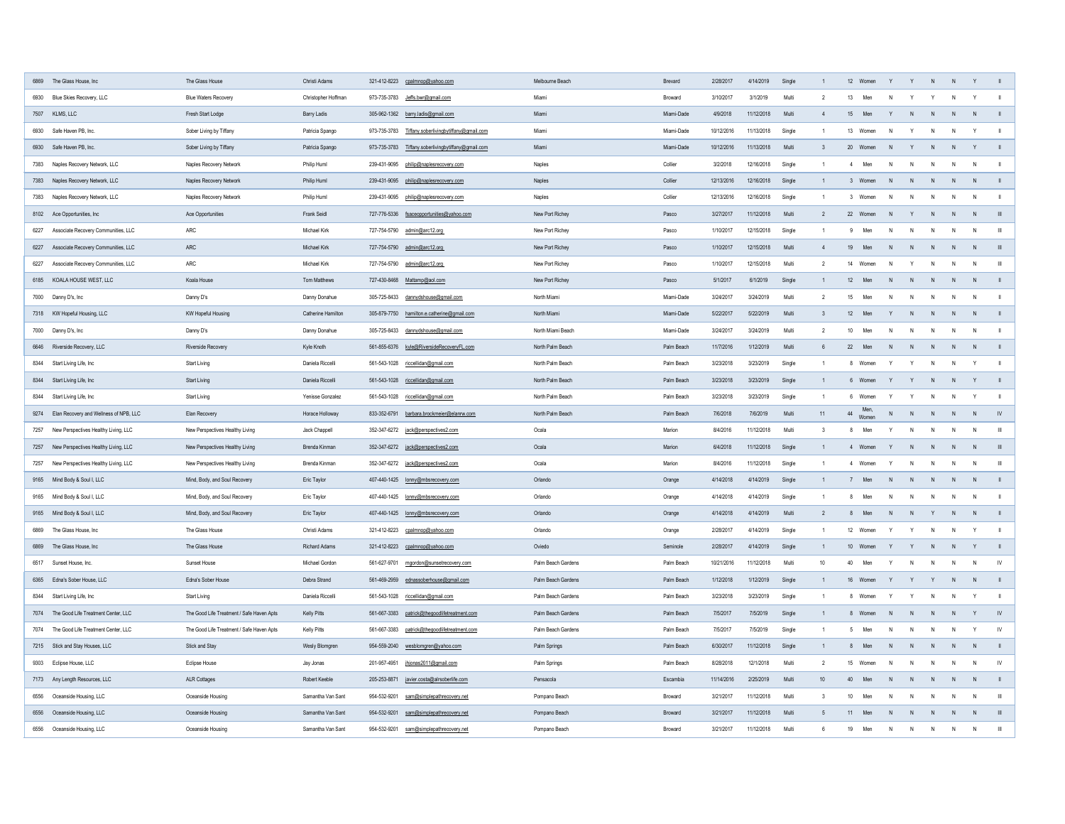| | | | | | | | | | | | | | | | | | | | | |
|---|---|---|---|---|---|---|---|---|---|---|---|---|---|---|---|---|---|---|---|---|
| 6869 | The Glass House, Inc | The Glass House | Christi Adams | 321-412-8223 | cpalmnop@yahoo.com | Melbourne Beach | Brevard | 2/28/2017 | 4/14/2019 | Single | 1 | 12 | Women | Y | Y | N | N | Y | II |
| 6930 | Blue Skies Recovery, LLC | Blue Waters Recovery | Christopher Hoffman | 973-735-3783 | Jeffs.bwr@gmail.com | Miami | Broward | 3/10/2017 | 3/1/2019 | Multi | 2 | 13 | Men | N | Y | Y | N | Y | II |
| 7507 | KLMS, LLC | Fresh Start Lodge | Barry Ladis | 305-962-1362 | barry.ladis@gmail.com | Miami | Miami-Dade | 4/9/2018 | 11/12/2018 | Multi | 4 | 15 | Men | Y | N | N | N | N | II |
| 6930 | Safe Haven PB, Inc. | Sober Living by Tiffany | Patricia Spango | 973-735-3783 | Tiffany.soberlivingbytiffany@gmail.com | Miami | Miami-Dade | 10/12/2016 | 11/13/2018 | Single | 1 | 13 | Women | N | Y | N | N | Y | II |
| 6930 | Safe Haven PB, Inc. | Sober Living by Tiffany | Patricia Spango | 973-735-3783 | Tiffany.soberlivingbytiffany@gmail.com | Miami | Miami-Dade | 10/12/2016 | 11/13/2018 | Multi | 3 | 20 | Women | N | Y | N | N | Y | II |
| 7383 | Naples Recovery Network, LLC | Naples Recovery Network | Philip Huml | 239-431-9095 | philip@naplesrecovery.com | Naples | Collier | 3/2/2018 | 12/16/2018 | Single | 1 | 4 | Men | N | N | N | N | N | II |
| 7383 | Naples Recovery Network, LLC | Naples Recovery Network | Philip Huml | 239-431-9095 | philip@naplesrecovery.com | Naples | Collier | 12/13/2016 | 12/16/2018 | Single | 1 | 3 | Women | N | N | N | N | N | II |
| 7383 | Naples Recovery Network, LLC | Naples Recovery Network | Philip Huml | 239-431-9095 | philip@naplesrecovery.com | Naples | Collier | 12/13/2016 | 12/16/2018 | Single | 1 | 3 | Women | N | N | N | N | N | II |
| 8102 | Ace Opportunities, Inc | Ace Opportunities | Frank Seidl | 727-776-5336 | fsaceopportunities@yahoo.com | New Port Richey | Pasco | 3/27/2017 | 11/12/2018 | Multi | 2 | 22 | Women | N | Y | N | N | N | III |
| 6227 | Associate Recovery Communities, LLC | ARC | Michael Kirk | 727-754-5790 | admin@arc12.org | New Port Richey | Pasco | 1/10/2017 | 12/15/2018 | Single | 1 | 9 | Men | N | N | N | N | N | III |
| 6227 | Associate Recovery Communities, LLC | ARC | Michael Kirk | 727-754-5790 | admin@arc12.org | New Port Richey | Pasco | 1/10/2017 | 12/15/2018 | Multi | 4 | 19 | Men | N | N | N | N | N | III |
| 6227 | Associate Recovery Communities, LLC | ARC | Michael Kirk | 727-754-5790 | admin@arc12.org | New Port Richey | Pasco | 1/10/2017 | 12/15/2018 | Multi | 2 | 14 | Women | N | Y | N | N | N | III |
| 6185 | KOALA HOUSE WEST, LLC | Koala House | Tom Matthews | 727-430-8468 | Mattamp@aol.com | New Port Richey | Pasco | 5/1/2017 | 6/1/2019 | Single | 1 | 12 | Men | N | N | N | N | N | II |
| 7000 | Danny D's, Inc | Danny D's | Danny Donahue | 305-725-8433 | dannydshouse@gmail.com | North Miami | Miami-Dade | 3/24/2017 | 3/24/2019 | Multi | 2 | 15 | Men | N | N | N | N | N | II |
| 7318 | KW Hopeful Housing, LLC | KW Hopeful Housing | Catherine Hamilton | 305-879-7750 | hamilton.e.catherine@gmail.com | North Miami | Miami-Dade | 5/22/2017 | 5/22/2019 | Multi | 3 | 12 | Men | Y | N | N | N | N | II |
| 7000 | Danny D's, Inc | Danny D's | Danny Donahue | 305-725-8433 | dannydshouse@gmail.com | North Miami Beach | Miami-Dade | 3/24/2017 | 3/24/2019 | Multi | 2 | 10 | Men | N | N | N | N | N | II |
| 6646 | Riverside Recovery, LLC | Riverside Recovery | Kyle Knoth | 561-855-6376 | kyle@RiversideRecoveryFL.com | North Palm Beach | Palm Beach | 11/7/2016 | 1/12/2019 | Multi | 6 | 22 | Men | N | N | N | N | N | II |
| 8344 | Start Living Life, Inc | Start Living | Daniela Riccelli | 561-543-1028 | riccellidan@gmail.com | North Palm Beach | Palm Beach | 3/23/2018 | 3/23/2019 | Single | 1 | 8 | Women | Y | Y | N | N | Y | II |
| 8344 | Start Living Life, Inc | Start Living | Daniela Riccelli | 561-543-1028 | riccellidan@gmail.com | North Palm Beach | Palm Beach | 3/23/2018 | 3/23/2019 | Single | 1 | 6 | Women | Y | Y | N | N | Y | II |
| 8344 | Start Living Life, Inc | Start Living | Yenisse Gonzalez | 561-543-1028 | riccellidan@gmail.com | North Palm Beach | Palm Beach | 3/23/2018 | 3/23/2019 | Single | 1 | 6 | Women | Y | Y | N | N | Y | II |
| 9274 | Elan Recovery and Wellness of NPB, LLC | Elan Recovery | Horace Holloway | 833-352-6791 | barbara.brockmeier@elanrw.com | North Palm Beach | Palm Beach | 7/6/2018 | 7/6/2019 | Multi | 11 | 44 | Men, Women | N | N | N | N | N | IV |
| 7257 | New Perspectives Healthy Living, LLC | New Perspectives Healthy Living | Jack Chappell | 352-347-6272 | jack@perspectives2.com | Ocala | Marion | 8/4/2016 | 11/12/2018 | Multi | 3 | 8 | Men | Y | N | N | N | N | III |
| 7257 | New Perspectives Healthy Living, LLC | New Perspectives Healthy Living | Brenda Kinman | 352-347-6272 | jack@perspectives2.com | Ocala | Marion | 6/4/2018 | 11/12/2018 | Single | 1 | 4 | Women | Y | N | N | N | N | III |
| 7257 | New Perspectives Healthy Living, LLC | New Perspectives Healthy Living | Brenda Kinman | 352-347-6272 | jack@perspectives2.com | Ocala | Marion | 8/4/2016 | 11/12/2018 | Single | 1 | 4 | Women | Y | N | N | N | N | III |
| 9165 | Mind Body & Soul I, LLC | Mind, Body, and Soul Recovery | Eric Taylor | 407-440-1425 | lonny@mbsrecovery.com | Orlando | Orange | 4/14/2018 | 4/14/2019 | Single | 1 | 7 | Men | N | N | N | N | N | II |
| 9165 | Mind Body & Soul I, LLC | Mind, Body, and Soul Recovery | Eric Taylor | 407-440-1425 | lonny@mbsrecovery.com | Orlando | Orange | 4/14/2018 | 4/14/2019 | Single | 1 | 8 | Men | N | N | N | N | N | II |
| 9165 | Mind Body & Soul I, LLC | Mind, Body, and Soul Recovery | Eric Taylor | 407-440-1425 | lonny@mbsrecovery.com | Orlando | Orange | 4/14/2018 | 4/14/2019 | Multi | 2 | 8 | Men | N | N | Y | N | N | II |
| 6869 | The Glass House, Inc | The Glass House | Christi Adams | 321-412-8223 | cpalmnop@yahoo.com | Orlando | Orange | 2/28/2017 | 4/14/2019 | Single | 1 | 12 | Women | Y | Y | N | N | Y | II |
| 6869 | The Glass House, Inc | The Glass House | Richard Adams | 321-412-8223 | cpalmnop@yahoo.com | Oviedo | Seminole | 2/28/2017 | 4/14/2019 | Single | 1 | 10 | Women | Y | Y | N | N | Y | II |
| 6517 | Sunset House, Inc. | Sunset House | Michael Gordon | 561-627-9701 | mgordon@sunsetrecovery.com | Palm Beach Gardens | Palm Beach | 10/21/2016 | 11/12/2018 | Multi | 10 | 40 | Men | Y | N | N | N | N | IV |
| 6365 | Edna's Sober House, LLC | Edna's Sober House | Debra Strand | 561-469-2959 | ednassoberhouse@gmail.com | Palm Beach Gardens | Palm Beach | 1/12/2018 | 1/12/2019 | Single | 1 | 16 | Women | Y | Y | Y | N | N | II |
| 8344 | Start Living Life, Inc | Start Living | Daniela Riccelli | 561-543-1028 | riccellidan@gmail.com | Palm Beach Gardens | Palm Beach | 3/23/2018 | 3/23/2019 | Single | 1 | 8 | Women | Y | Y | N | N | Y | II |
| 7074 | The Good Life Treatment Center, LLC | The Good Life Treatment / Safe Haven Apts | Kelly Pitts | 561-667-3383 | patrick@thegoodlifetreatment.com | Palm Beach Gardens | Palm Beach | 7/5/2017 | 7/5/2019 | Single | 1 | 8 | Women | N | N | N | N | Y | IV |
| 7074 | The Good Life Treatment Center, LLC | The Good Life Treatment / Safe Haven Apts | Kelly Pitts | 561-667-3383 | patrick@thegoodlifetreatment.com | Palm Beach Gardens | Palm Beach | 7/5/2017 | 7/5/2019 | Single | 1 | 5 | Men | N | N | N | N | Y | IV |
| 7215 | Stick and Stay Houses, LLC | Stick and Stay | Wesly Blomgren | 954-559-2040 | wesblomgren@yahoo.com | Palm Springs | Palm Beach | 6/30/2017 | 11/12/2018 | Single | 1 | 8 | Men | N | N | N | N | N | II |
| 9303 | Eclipse House, LLC | Eclipse House | Jay Jonas | 201-957-4951 | jhjonas2011@gmail.com | Palm Springs | Palm Beach | 8/28/2018 | 12/1/2018 | Multi | 2 | 15 | Women | N | N | N | N | N | IV |
| 7173 | Any Length Resources, LLC | ALR Cottages | Robert Keeble | 205-253-8871 | javier.costa@alrsoberlife.com | Pensacola | Escambia | 11/14/2016 | 2/25/2019 | Multi | 10 | 40 | Men | N | N | N | N | N | II |
| 6556 | Oceanside Housing, LLC | Oceanside Housing | Samantha Van Sant | 954-532-9201 | sam@simplepathrecovery.net | Pompano Beach | Broward | 3/21/2017 | 11/12/2018 | Multi | 3 | 10 | Men | N | N | N | N | N | III |
| 6556 | Oceanside Housing, LLC | Oceanside Housing | Samantha Van Sant | 954-532-9201 | sam@simplepathrecovery.net | Pompano Beach | Broward | 3/21/2017 | 11/12/2018 | Multi | 5 | 11 | Men | N | N | N | N | N | III |
| 6556 | Oceanside Housing, LLC | Oceanside Housing | Samantha Van Sant | 954-532-9201 | sam@simplepathrecovery.net | Pompano Beach | Broward | 3/21/2017 | 11/12/2018 | Multi | 6 | 19 | Men | N | N | N | N | N | III |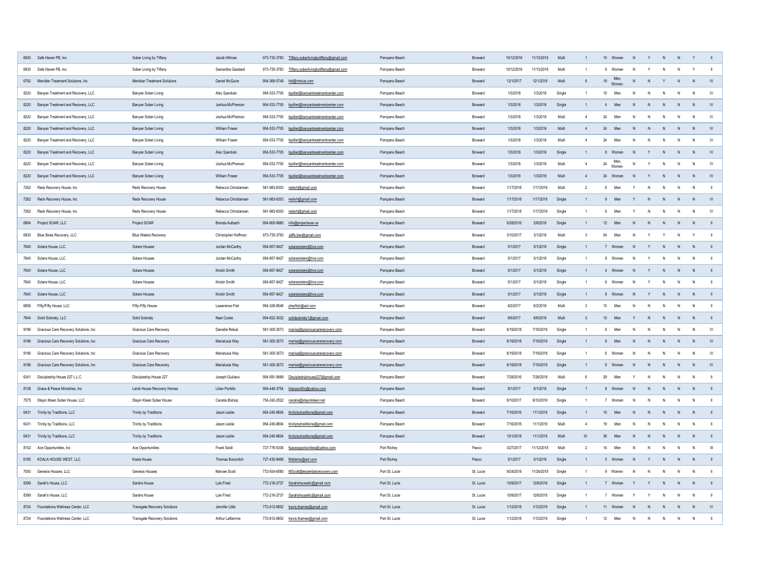| | | | | | | | | | | | | | | | | | | | |
|---|---|---|---|---|---|---|---|---|---|---|---|---|---|---|---|---|---|---|---|
| 6930 | Safe Haven PB, Inc. | Sober Living by Tiffany | Jacob Hillman | 973-735-3783 | Tiffany.soberlivingbytiffany@gmail.com | Pompano Beach | Broward | 10/12/2016 | 11/13/2018 | Multi | 1 | 10 | Women | N | Y | N | N | Y | II |
| 6930 | Safe Haven PB, Inc. | Sober Living by Tiffany | Samantha Garabed | 973-735-3783 | Tiffany.soberlivingbytiffany@gmail.com | Pompano Beach | Broward | 10/12/2016 | 11/13/2018 | Multi | 1 | 9 | Women | N | Y | N | N | Y | II |
| 6792 | Meridian Treatment Solutions, Inc | Meridian Treatment Solutions | Daniel McGuire | 954-368-5748 | hbl@mtsius.com | Pompano Beach | Broward | 12/1/2017 | 12/1/2018 | Multi | 8 | 19 | Men, Women | N | N | Y | N | N | IV |
| 8220 | Banyan Treatment and Recovery, LLC | Banyan Sober Living | Alec Sperduto | 954-533-7705 | tspiller@banyantreatmentcenter.com | Pompano Beach | Broward | 1/3/2018 | 1/3/2019 | Single | 1 | 10 | Men | N | N | N | N | N | IV |
| 8220 | Banyan Treatment and Recovery, LLC | Banyan Sober Living | Joshua McPherson | 954-533-7705 | tspiller@banyantreatmentcenter.com | Pompano Beach | Broward | 1/3/2018 | 1/3/2019 | Single | 1 | 4 | Men | N | N | N | N | N | IV |
| 8220 | Banyan Treatment and Recovery, LLC | Banyan Sober Living | Joshua McPherson | 954-533-7705 | tspiller@banyantreatmentcenter.com | Pompano Beach | Broward | 1/3/2018 | 1/3/2019 | Multi | 4 | 24 | Men | N | N | N | N | N | IV |
| 8220 | Banyan Treatment and Recovery, LLC | Banyan Sober Living | William Fraser | 954-533-7705 | tspiller@banyantreatmentcenter.com | Pompano Beach | Broward | 1/3/2018 | 1/3/2019 | Multi | 4 | 24 | Men | N | N | N | N | N | IV |
| 8220 | Banyan Treatment and Recovery, LLC | Banyan Sober Living | William Fraser | 954-533-7705 | tspiller@banyantreatmentcenter.com | Pompano Beach | Broward | 1/3/2018 | 1/3/2019 | Multi | 4 | 24 | Men | N | N | N | N | N | IV |
| 8220 | Banyan Treatment and Recovery, LLC | Banyan Sober Living | Alec Sperduto | 954-533-7705 | tspiller@banyantreatmentcenter.com | Pompano Beach | Broward | 1/3/2018 | 1/3/2019 | Single | 1 | 8 | Women | N | Y | N | N | N | IV |
| 8220 | Banyan Treatment and Recovery, LLC | Banyan Sober Living | Joshua McPherson | 954-533-7705 | tspiller@banyantreatmentcenter.com | Pompano Beach | Broward | 1/3/2018 | 1/3/2019 | Multi | 4 | 24 | Men, Women | N | Y | N | N | N | IV |
| 8220 | Banyan Treatment and Recovery, LLC | Banyan Sober Living | William Fraser | 954-533-7705 | tspiller@banyantreatmentcenter.com | Pompano Beach | Broward | 1/3/2018 | 1/3/2019 | Multi | 4 | 24 | Women | N | Y | N | N | N | IV |
| 7262 | Redx Recovery House, Inc | Redx Recovery House | Rebecca Christiansen | 561-983-6303 | redxrh@gmail.com | Pompano Beach | Broward | 1/17/2018 | 1/17/2019 | Multi | 2 | 6 | Men | Y | N | N | N | N | II |
| 7262 | Redx Recovery House, Inc | Redx Recovery House | Rebecca Christiansen | 561-983-6303 | redxrh@gmail.com | Pompano Beach | Broward | 1/17/2018 | 1/17/2019 | Single | 1 | 9 | Men | Y | N | N | N | N | IV |
| 7262 | Redx Recovery House, Inc | Redx Recovery House | Rebecca Christiansen | 561-983-6303 | redxrh@gmail.com | Pompano Beach | Broward | 1/17/2018 | 1/17/2019 | Single | 1 | 6 | Men | Y | N | N | N | N | IV |
| 6864 | Project SOAR, LLC | Project SOAR | Brenda Aulbach | 954-900-9980 | info@projectsoar.us | Pompano Beach | Broward | 6/28/2016 | 2/8/2019 | Single | 1 | 12 | Men | N | N | N | N | N | II |
| 6930 | Blue Skies Recovery, LLC | Blue Waters Recovery | Christopher Hoffman | 973-735-3783 | Jeffs.bwr@gmail.com | Pompano Beach | Broward | 3/10/2017 | 3/1/2019 | Multi | 3 | 54 | Men | N | Y | Y | N | Y | II |
| 7640 | Solare House, LLC | Solare Houses | Jordan McCarthy | 954-857-9427 | solaresisters@live.com | Pompano Beach | Broward | 5/1/2017 | 5/1/2019 | Single | 1 | 7 | Women | N | Y | N | N | N | II |
| 7640 | Solare House, LLC | Solare Houses | Jordan McCarthy | 954-857-9427 | solaresisters@live.com | Pompano Beach | Broward | 5/1/2017 | 5/1/2019 | Single | 1 | 8 | Women | N | Y | N | N | N | II |
| 7640 | Solare House, LLC | Solare Houses | Kirstin Smith | 954-857-9427 | solaresisters@live.com | Pompano Beach | Broward | 5/1/2017 | 5/1/2019 | Single | 1 | 4 | Women | N | Y | N | N | N | II |
| 7640 | Solare House, LLC | Solare Houses | Kirstin Smith | 954-857-9427 | solaresisters@live.com | Pompano Beach | Broward | 5/1/2017 | 5/1/2019 | Single | 1 | 6 | Women | N | Y | N | N | N | II |
| 7640 | Solare House, LLC | Solare Houses | Kirstin Smith | 954-857-9427 | solaresisters@live.com | Pompano Beach | Broward | 5/1/2017 | 5/1/2019 | Single | 1 | 8 | Women | N | Y | N | N | N | II |
| 6856 | Fifty/Fifty House, LLC | Fifty-Fifty House | Lawerence Fish | 954-328-9548 | pharfish@aol.com | Pompano Beach | Broward | 6/2/2017 | 6/2/2019 | Multi | 3 | 10 | Men | N | N | N | N | N | II |
| 7644 | Solid Sobriety, LLC | Solid Sobriety | Neal Cooke | 954-822-3032 | solidsobriety1@gmail.com | Pompano Beach | Broward | 6/6/2017 | 6/6/2019 | Multi | 3 | 10 | Men | Y | N | N | N | N | II |
| 9196 | Gracious Care Recovery Solutions, Inc | Gracious Care Recovery | Danielle Rebuk | 561-305-3073 | marisa@graciouscarerecovery.com | Pompano Beach | Broward | 6/19/2018 | 7/19/2019 | Single | 1 | 6 | Men | N | N | N | N | N | IV |
| 9196 | Gracious Care Recovery Solutions, Inc | Gracious Care Recovery | Marialusia Way | 561-305-3073 | marisa@graciouscarerecovery.com | Pompano Beach | Broward | 6/19/2018 | 7/19/2019 | Single | 1 | 8 | Men | N | N | N | N | N | IV |
| 9196 | Gracious Care Recovery Solutions, Inc | Gracious Care Recovery | Marialusia Way | 561-305-3073 | marisa@graciouscarerecovery.com | Pompano Beach | Broward | 6/19/2018 | 7/19/2019 | Single | 1 | 6 | Women | N | N | N | N | N | IV |
| 9196 | Gracious Care Recovery Solutions, Inc | Gracious Care Recovery | Marialusia Way | 561-305-3073 | marisa@graciouscarerecovery.com | Pompano Beach | Broward | 6/19/2018 | 7/19/2019 | Single | 1 | 6 | Women | N | N | N | N | N | IV |
| 6341 | Discipleship House 227 L.L.C | Discipleship House 227 | Joseph Giuliano | 954-591-0669 | Discipleshiphouse227@gmail.com | Pompano Beach | Broward | 7/28/2016 | 7/28/2019 | Multi | 6 | 29 | Men | Y | N | N | N | N | II |
| 8138 | Grace & Peace Ministries, Inc | Lamb House Recovery Homes | Lilian Pontillo | 954-448-3754 | lilianpontillo@yahoo.com | Pompano Beach | Broward | 8/1/2017 | 8/1/2019 | Single | 1 | 8 | Women | N | N | N | N | N | II |
| 7575 | Stayin Kleen Sober House, LLC | Stayin Kleen Sober House | Cecelia Bishop | 754-242-2522 | cecelia@stayinkleen.net | Pompano Beach | Broward | 8/10/2017 | 9/10/2019 | Single | 1 | 7 | Women | N | N | N | N | N | II |
| 6431 | Trinity by Traditions, LLC | Trinity by Traditions | Jason Leslie | 954-245-8604 | trinitybytraditions@gmail.com | Pompano Beach | Broward | 7/16/2016 | 11/1/2019 | Single | 1 | 10 | Men | N | N | N | N | N | II |
| 6431 | Trinity by Traditions, LLC | Trinity by Traditions | Jason Leslie | 954-245-8604 | trinitybytraditions@gmail.com | Pompano Beach | Broward | 7/16/2016 | 11/1/2019 | Multi | 4 | 19 | Men | N | N | N | N | N | II |
| 6431 | Trinity by Traditions, LLC | Trinity by Traditions | Jason Leslie | 954-245-8604 | trinitybytraditions@gmail.com | Pompano Beach | Broward | 10/1/2018 | 11/1/2019 | Multi | 10 | 36 | Men | N | N | N | N | N | II |
| 8102 | Ace Opportunities, Inc | Ace Opportunities | Frank Seidl | 727-776-5336 | fsaceopportunities@yahoo.com | Port Richey | Pasco | 3/27/2017 | 11/12/2018 | Multi | 2 | 14 | Men | N | N | N | N | N | III |
| 6185 | KOALA HOUSE WEST, LLC | Koala House | Thomas Bonovitch | 727-430-8468 | Mattamp@aol.com | Port Richey | Pasco | 5/1/2017 | 5/1/2019 | Single | 1 | 5 | Women | N | Y | N | N | N | II |
| 7050 | Genesis Houses, LLC | Genesis Houses | Marcee Scott | 772-934-6580 | MScott@essentialsrecovery.com | Port St. Lucie | St. Lucie | 9/24/2018 | 11/24/2018 | Single | 1 | 9 | Women | N | N | N | N | N | II |
| 8399 | Sarah's House, LLC | Sarahs House | Lyle Fired | 772-216-2737 | Sarahshousellc@gmail.com | Port St. Lucie | St. Lucie | 10/9/2017 | 12/8/2018 | Single | 1 | 7 | Women | Y | Y | N | N | N | II |
| 8399 | Sarah's House, LLC | Sarahs House | Lyle Fired | 772-216-2737 | Sarahshousellc@gmail.com | Port St. Lucie | St. Lucie | 10/9/2017 | 12/8/2018 | Single | 1 | 7 | Women | Y | Y | N | N | N | II |
| 8724 | Foundations Wellness Center, LLC | Transgate Recovery Solutions | Jennifer Little | 772-812-6852 | travis.thames@gmail.com | Port St. Lucie | St. Lucie | 1/12/2018 | 1/12/2019 | Single | 1 | 11 | Women | N | N | N | N | N | IV |
| 8724 | Foundations Wellness Center, LLC | Transgate Recovery Solutions | Arthur Laflamme | 772-812-6852 | travis.thames@gmail.com | Port St. Lucie | St. Lucie | 1/12/2018 | 1/12/2019 | Single | 1 | 12 | Men | N | N | N | N | N | II |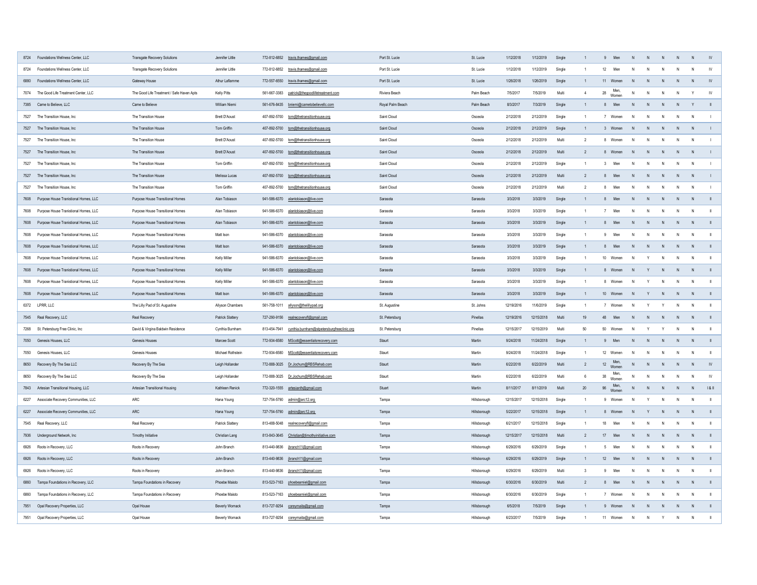| | | | | | | | | | | | | | | | | | | | | | |
|---|---|---|---|---|---|---|---|---|---|---|---|---|---|---|---|---|---|---|---|---|---|
| 8724 | Foundations Wellness Center, LLC | Transgate Recovery Solutions | Jennifer Little | 772-812-6852 | travis.thames@gmail.com | Port St. Lucie | St. Lucie | 1/12/2018 | 1/12/2019 | Single | 1 | 9 | Men | N | N | N | N | N | IV |
| 8724 | Foundations Wellness Center, LLC | Transgate Recovery Solutions | Jennifer Little | 772-812-6852 | travis.thames@gmail.com | Port St. Lucie | St. Lucie | 1/12/2018 | 1/12/2019 | Single | 1 | 12 | Men | N | N | N | N | N | IV |
| 6880 | Foundations Wellness Center, LLC | Gateway House | Athur Laflamme | 772-557-6550 | travis.thames@gmail.com | Port St. Lucie | St. Lucie | 1/26/2018 | 1/26/2019 | Single | 1 | 11 | Women | N | N | N | N | N | IV |
| 7074 | The Good Life Treatment Center, LLC | The Good Life Treatment / Safe Haven Apts | Kelly Pitts | 561-667-3383 | patrick@thegoodlifetreatment.com | Riviera Beach | Palm Beach | 7/5/2017 | 7/5/2019 | Multi | 4 | 28 | Men, Women | N | N | N | N | Y | IV |
| 7385 | Came to Believe, LLC | Came to Believe | William Niemi | 561-676-8435 | bniemi@cametobelievellc.com | Royal Palm Beach | Palm Beach | 8/3/2017 | 7/3/2019 | Single | 1 | 8 | Men | N | N | N | N | Y | II |
| 7527 | The Transition House, Inc | The Transition House | Brett D'Aoust | 407-892-5700 | tom@thetransitionhouse.org | Saint Cloud | Osceola | 2/12/2018 | 2/12/2019 | Single | 1 | 7 | Women | N | N | N | N | N | I |
| 7527 | The Transition House, Inc | The Transition House | Tom Griffin | 407-892-5700 | tom@thetransitionhouse.org | Saint Cloud | Osceola | 2/12/2018 | 2/12/2019 | Single | 1 | 3 | Women | N | N | N | N | N | I |
| 7527 | The Transition House, Inc | The Transition House | Brett D'Aoust | 407-892-5700 | tom@thetransitionhouse.org | Saint Cloud | Osceola | 2/12/2018 | 2/12/2019 | Multi | 2 | 8 | Women | N | N | N | N | N | I |
| 7527 | The Transition House, Inc | The Transition House | Brett D'Aoust | 407-892-5700 | tom@thetransitionhouse.org | Saint Cloud | Osceola | 2/12/2018 | 2/12/2019 | Multi | 2 | 8 | Women | N | N | N | N | N | I |
| 7527 | The Transition House, Inc | The Transition House | Tom Griffin | 407-892-5700 | tom@thetransitionhouse.org | Saint Cloud | Osceola | 2/12/2018 | 2/12/2019 | Single | 1 | 3 | Men | N | N | N | N | N | I |
| 7527 | The Transition House, Inc | The Transition House | Melissa Lucas | 407-892-5700 | tom@thetransitionhouse.org | Saint Cloud | Osceola | 2/12/2018 | 2/12/2019 | Multi | 2 | 8 | Men | N | N | N | N | N | I |
| 7527 | The Transition House, Inc | The Transition House | Tom Griffin | 407-892-5700 | tom@thetransitionhouse.org | Saint Cloud | Osceola | 2/12/2018 | 2/12/2019 | Multi | 2 | 8 | Men | N | N | N | N | N | I |
| 7608 | Purpose House Tranistional Homes, LLC | Purpose House Transitional Homes | Alan Tobiason | 941-586-6370 | alantobiason@live.com | Sarasota | Sarasota | 3/3/2018 | 3/3/2019 | Single | 1 | 8 | Men | N | N | N | N | N | II |
| 7608 | Purpose House Tranistional Homes, LLC | Purpose House Transitional Homes | Alan Tobiason | 941-586-6370 | alantobiason@live.com | Sarasota | Sarasota | 3/3/2018 | 3/3/2019 | Single | 1 | 7 | Men | N | N | N | N | N | II |
| 7608 | Purpose House Tranistional Homes, LLC | Purpose House Transitional Homes | Alan Tobiason | 941-586-6370 | alantobiason@live.com | Sarasota | Sarasota | 3/3/2018 | 3/3/2019 | Single | 1 | 8 | Men | N | N | N | N | N | II |
| 7608 | Purpose House Tranistional Homes, LLC | Purpose House Transitional Homes | Matt Ison | 941-586-6370 | alantobiason@live.com | Sarasota | Sarasota | 3/3/2018 | 3/3/2019 | Single | 1 | 9 | Men | N | N | N | N | N | II |
| 7608 | Purpose House Tranistional Homes, LLC | Purpose House Transitional Homes | Matt Ison | 941-586-6370 | alantobiason@live.com | Sarasota | Sarasota | 3/3/2018 | 3/3/2019 | Single | 1 | 8 | Men | N | N | N | N | N | II |
| 7608 | Purpose House Tranistional Homes, LLC | Purpose House Transitional Homes | Kelly Miller | 941-586-6370 | alantobiason@live.com | Sarasota | Sarasota | 3/3/2018 | 3/3/2019 | Single | 1 | 10 | Women | N | Y | N | N | N | II |
| 7608 | Purpose House Tranistional Homes, LLC | Purpose House Transitional Homes | Kelly Miller | 941-586-6370 | alantobiason@live.com | Sarasota | Sarasota | 3/3/2018 | 3/3/2019 | Single | 1 | 8 | Women | N | Y | N | N | N | II |
| 7608 | Purpose House Tranistional Homes, LLC | Purpose House Transitional Homes | Kelly Miller | 941-586-6370 | alantobiason@live.com | Sarasota | Sarasota | 3/3/2018 | 3/3/2019 | Single | 1 | 8 | Women | N | Y | N | N | N | II |
| 7608 | Purpose House Tranistional Homes, LLC | Purpose House Transitional Homes | Matt Ison | 941-586-6370 | alantobiason@live.com | Sarasota | Sarasota | 3/3/2018 | 3/3/2019 | Single | 1 | 10 | Women | N | Y | N | N | N | II |
| 6372 | LPRR, LLC | The Lilly Pad of St. Augustine | Allyson Chambers | 561-758-1011 | allyson@thelillypad.org | St. Augustine | St. Johns | 12/19/2016 | 11/6/2019 | Single | 1 | 7 | Women | N | Y | Y | N | N | II |
| 7545 | Real Recovery, LLC | Real Recovery | Patrick Slattery | 727-290-9156 | realrecoveryfl@gmail.com | St. Petersburg | Pinellas | 12/19/2016 | 12/15/2018 | Multi | 19 | 48 | Men | N | N | N | N | N | II |
| 7268 | St. Petersburg Free Clinic, Inc | David & Virgina Baldwin Residence | Cynthia Burnham | 813-454-7941 | cynthia.burnham@stpetersburgfreeclinic.org | St. Petersburg | Pinellas | 12/15/2017 | 12/15/2019 | Multi | 50 | 50 | Women | N | Y | Y | N | N | II |
| 7050 | Genesis Houses, LLC | Genesis Houses | Marcee Scott | 772-934-6580 | MScott@essentialsrecovery.com | Staurt | Martin | 9/24/2018 | 11/24/2018 | Single | 1 | 9 | Men | N | N | N | N | N | II |
| 7050 | Genesis Houses, LLC | Genesis Houses | Michael Rothstein | 772-934-6580 | MScott@essentialsrecovery.com | Staurt | Martin | 9/24/2018 | 11/24/2018 | Single | 1 | 12 | Women | N | N | N | N | N | II |
| 8650 | Recovery By The Sea LLC | Recovery By The Sea | Leigh Hollander | 772-888-3025 | Dr.Jochum@RBSRehab.com | Staurt | Martin | 6/22/2018 | 6/22/2019 | Multi | 2 | 12 | Men, Women | N | N | N | N | N | IV |
| 8650 | Recovery By The Sea LLC | Recovery By The Sea | Leigh Hollander | 772-888-3025 | Dr.Jochum@RBSRehab.com | Staurt | Martin | 6/22/2018 | 6/22/2019 | Multi | 6 | 38 | Men, Women | N | N | N | N | N | IV |
| 7843 | Artesian Transitional Housing, LLC | Artesian Transitional Housing | Kathleen Renick | 772-320-1555 | artesianth@gmail.com | Stuart | Martin | 8/11/2017 | 8/11/2019 | Multi | 20 | 96 | Men, Women | N | N | N | N | N | I & II |
| 6227 | Associate Recovery Communities, LLC | ARC | Hana Young | 727-754-5790 | admin@arc12.org | Tampa | Hillsborough | 12/15/2017 | 12/15/2018 | Single | 1 | 9 | Women | N | Y | N | N | N | II |
| 6227 | Associate Recovery Communities, LLC | ARC | Hana Young | 727-754-5790 | admin@arc12.org | Tampa | Hillsborough | 5/22/2017 | 12/15/2018 | Single | 1 | 8 | Women | N | Y | N | N | N | II |
| 7545 | Real Recovery, LLC | Real Recovery | Patrick Slattery | 813-488-5048 | realrecoveryfl@gmail.com | Tampa | Hillsborough | 6/21/2017 | 12/15/2018 | Single | 1 | 18 | Men | N | N | N | N | N | II |
| 7936 | Underground Network, Inc | Timothy Initiative | Christian Lang | 813-843-3645 | Christian@timothyinitiative.com | Tampa | Hillsborough | 12/15/2017 | 12/15/2018 | Multi | 2 | 17 | Men | N | N | N | N | N | II |
| 6926 | Roots in Recovery, LLC | Roots in Recovery | John Branch | 813-440-9836 | jbranch11@gmail.com | Tampa | Hillsborough | 6/29/2016 | 6/29/2019 | Single | 1 | 5 | Men | N | N | N | N | N | II |
| 6926 | Roots in Recovery, LLC | Roots in Recovery | John Branch | 813-440-9836 | jbranch11@gmail.com | Tampa | Hillsborough | 6/29/2016 | 6/29/2019 | Single | 1 | 12 | Men | N | N | N | N | N | II |
| 6926 | Roots in Recovery, LLC | Roots in Recovery | John Branch | 813-440-9836 | jbranch11@gmail.com | Tampa | Hillsborough | 6/29/2016 | 6/29/2019 | Multi | 3 | 9 | Men | N | N | N | N | N | II |
| 6860 | Tampa Foundations in Recovery, LLC | Tampa Foundations in Recovery | Phoebe Maisto | 813-523-7163 | phoebeamiel@gmail.com | Tampa | Hillsborough | 6/30/2016 | 6/30/2019 | Multi | 2 | 8 | Men | N | N | N | N | N | II |
| 6860 | Tampa Foundations in Recovery, LLC | Tampa Foundations in Recovery | Phoebe Maisto | 813-523-7163 | phoebeamiel@gmail.com | Tampa | Hillsborough | 6/30/2016 | 6/30/2019 | Single | 1 | 7 | Women | N | N | N | N | N | II |
| 7951 | Opal Recovery Properties, LLC | Opal House | Beverly Womack | 813-727-9254 | coreymaita@gmail.com | Tampa | Hillsborough | 6/5/2018 | 7/5/2019 | Single | 1 | 9 | Women | N | N | N | N | N | II |
| 7951 | Opal Recovery Properties, LLC | Opal House | Beverly Womack | 813-727-9254 | coreymaita@gmail.com | Tampa | Hillsborough | 6/23/2017 | 7/5/2019 | Single | 1 | 11 | Women | N | N | Y | N | N | II |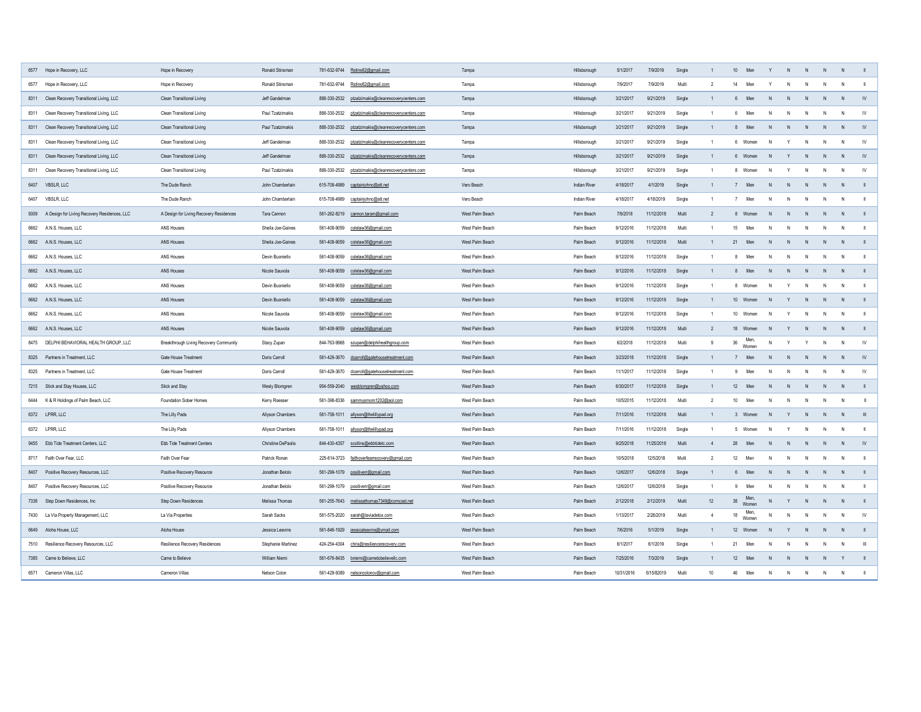| | | | | | | | | | | | | | | | | | | | | | |
|---|---|---|---|---|---|---|---|---|---|---|---|---|---|---|---|---|---|---|---|---|---|
| 6577 | Hope in Recovery, LLC | Hope in Recovery | Ronald Stinsman | 781-632-9744 | Rstins62@gmail.com | Tampa | Hillsborough | 5/1/2017 | 7/9/2019 | Single | 1 | 10 | Men | Y | N | N | N | N | II |
| 6577 | Hope in Recovery, LLC | Hope in Recovery | Ronald Stinsman | 781-632-9744 | Rstins62@gmail.com | Tampa | Hillsborough | 7/9/2017 | 7/9/2019 | Multi | 2 | 14 | Men | Y | N | N | N | N | II |
| 8311 | Clean Recovery Transitional Living, LLC | Clean Transitional Living | Jeff Gandelman | 888-330-2532 | ptzatzimakis@cleanrecoverycenters.com | Tampa | Hillsborough | 3/21/2017 | 9/21/2019 | Single | 1 | 6 | Men | N | N | N | N | N | IV |
| 8311 | Clean Recovery Transitional Living, LLC | Clean Transitional Living | Paul Tzatzimakis | 888-330-2532 | ptzatzimakis@cleanrecoverycenters.com | Tampa | Hillsborough | 3/21/2017 | 9/21/2019 | Single | 1 | 6 | Men | N | N | N | N | N | IV |
| 8311 | Clean Recovery Transitional Living, LLC | Clean Transitional Living | Paul Tzatzimakis | 888-330-2532 | ptzatzimakis@cleanrecoverycenters.com | Tampa | Hillsborough | 3/21/2017 | 9/21/2019 | Single | 1 | 8 | Men | N | N | N | N | N | IV |
| 8311 | Clean Recovery Transitional Living, LLC | Clean Transitional Living | Jeff Gandelman | 888-330-2532 | ptzatzimakis@cleanrecoverycenters.com | Tampa | Hillsborough | 3/21/2017 | 9/21/2019 | Single | 1 | 6 | Women | N | Y | N | N | N | IV |
| 8311 | Clean Recovery Transitional Living, LLC | Clean Transitional Living | Jeff Gandelman | 888-330-2532 | ptzatzimakis@cleanrecoverycenters.com | Tampa | Hillsborough | 3/21/2017 | 9/21/2019 | Single | 1 | 6 | Women | N | Y | N | N | N | IV |
| 8311 | Clean Recovery Transitional Living, LLC | Clean Transitional Living | Paul Tzatzimakis | 888-330-2532 | ptzatzimakis@cleanrecoverycenters.com | Tampa | Hillsborough | 3/21/2017 | 9/21/2019 | Single | 1 | 8 | Women | N | Y | N | N | N | IV |
| 6407 | VBSLR, LLC | The Dude Ranch | John Chamberlain | 615-708-4989 | captainjohnc@att.net | Vero Beach | Indian River | 4/18/2017 | 4/1/2019 | Single | 1 | 7 | Men | N | N | N | N | N | II |
| 6407 | VBSLR, LLC | The Dude Ranch | John Chamberlain | 615-708-4989 | captainjohnc@att.net | Vero Beach | Indian River | 4/18/2017 | 4/18/2019 | Single | 1 | 7 | Men | N | N | N | N | N | II |
| 9309 | A Design for Living Recovery Residences, LLC | A Design for Living Recovery Residences | Tara Cannon | 561-262-8219 | cannon.taram@gmail.com | West Palm Beach | Palm Beach | 7/9/2018 | 11/12/2018 | Multi | 2 | 8 | Women | N | N | N | N | N | II |
| 6662 | A.N.S. Houses, LLC | ANS Houses | Sheila Joe-Gaines | 561-408-9059 | colelaw36@gmail.com | West Palm Beach | Palm Beach | 9/12/2016 | 11/12/2018 | Multi | 1 | 15 | Men | N | N | N | N | N | II |
| 6662 | A.N.S. Houses, LLC | ANS Houses | Sheila Joe-Gaines | 561-408-9059 | colelaw36@gmail.com | West Palm Beach | Palm Beach | 9/12/2016 | 11/12/2018 | Multi | 1 | 21 | Men | N | N | N | N | N | II |
| 6662 | A.N.S. Houses, LLC | ANS Houses | Devin Buoniello | 561-408-9059 | colelaw36@gmail.com | West Palm Beach | Palm Beach | 9/12/2016 | 11/12/2018 | Single | 1 | 8 | Men | N | N | N | N | N | II |
| 6662 | A.N.S. Houses, LLC | ANS Houses | Nicole Sauvola | 561-408-9059 | colelaw36@gmail.com | West Palm Beach | Palm Beach | 9/12/2016 | 11/12/2018 | Single | 1 | 8 | Men | N | N | N | N | N | II |
| 6662 | A.N.S. Houses, LLC | ANS Houses | Devin Buoniello | 561-408-9059 | colelaw36@gmail.com | West Palm Beach | Palm Beach | 9/12/2016 | 11/12/2018 | Single | 1 | 8 | Women | N | Y | N | N | N | II |
| 6662 | A.N.S. Houses, LLC | ANS Houses | Devin Buoniello | 561-408-9059 | colelaw36@gmail.com | West Palm Beach | Palm Beach | 9/12/2016 | 11/12/2018 | Single | 1 | 10 | Women | N | Y | N | N | N | II |
| 6662 | A.N.S. Houses, LLC | ANS Houses | Nicole Sauvola | 561-408-9059 | colelaw36@gmail.com | West Palm Beach | Palm Beach | 9/12/2016 | 11/12/2018 | Single | 1 | 10 | Women | N | Y | N | N | N | II |
| 6662 | A.N.S. Houses, LLC | ANS Houses | Nicole Sauvola | 561-408-9059 | colelaw36@gmail.com | West Palm Beach | Palm Beach | 9/12/2016 | 11/12/2018 | Multi | 2 | 18 | Women | N | Y | N | N | N | II |
| 8475 | DELPHI BEHAVIORAL HEALTH GROUP, LLC | Breakthrough Living Recovery Community | Stacy Zupan | 844-763-9968 | szupan@delphihealthgroup.com | West Palm Beach | Palm Beach | 6/2/2018 | 11/12/2018 | Multi | 9 | 36 | Men, Women | N | Y | Y | N | N | IV |
| 8325 | Partners in Treatment, LLC | Gate House Treatment | Doris Carroll | 561-429-3670 | dcarroll@gatehousetreatment.com | West Palm Beach | Palm Beach | 3/23/2018 | 11/12/2018 | Single | 1 | 7 | Men | N | N | N | N | N | IV |
| 8325 | Partners in Treatment, LLC | Gate House Treatment | Doris Carroll | 561-429-3670 | dcarroll@gatehousetreatment.com | West Palm Beach | Palm Beach | 11/1/2017 | 11/12/2018 | Single | 1 | 9 | Men | N | N | N | N | N | IV |
| 7215 | Stick and Stay Houses, LLC | Stick and Stay | Wesly Blomgren | 954-559-2040 | wesblomgren@yahoo.com | West Palm Beach | Palm Beach | 6/30/2017 | 11/12/2018 | Single | 1 | 12 | Men | N | N | N | N | N | II |
| 6444 | K & R Holdings of Palm Beach, LLC | Foundation Sober Homes | Kerry Roesser | 561-398-8336 | sammysmom1202@aol.com | West Palm Beach | Palm Beach | 10/5/2015 | 11/12/2018 | Multi | 2 | 10 | Men | N | N | N | N | N | II |
| 6372 | LPRR, LLC | The Lilly Pads | Allyson Chambers | 561-758-1011 | allyson@thelillypad.org | West Palm Beach | Palm Beach | 7/11/2016 | 11/12/2018 | Multi | 1 | 3 | Women | N | Y | N | N | N | III |
| 6372 | LPRR, LLC | The Lilly Pads | Allyson Chambers | 561-758-1011 | allyson@thelillypad.org | West Palm Beach | Palm Beach | 7/11/2016 | 11/12/2018 | Single | 1 | 5 | Women | N | Y | N | N | N | II |
| 9455 | Ebb Tide Treatment Centers, LLC | Ebb Tide Treatment Centers | Christine DePaolis | 844-430-4357 | scollins@ebbtidetc.com | West Palm Beach | Palm Beach | 9/25/2018 | 11/25/2018 | Multi | 4 | 28 | Men | N | N | N | N | N | IV |
| 8717 | Faith Over Fear, LLC | Faith Over Fear | Patrick Ronan | 225-614-3723 | faithoverfearrecovery@gmail.com | West Palm Beach | Palm Beach | 10/5/2018 | 12/5/2018 | Multi | 2 | 12 | Men | N | N | N | N | N | II |
| 8407 | Positive Recovery Resources, LLC | Positive Recovery Resource | Jonathan Belolo | 561-299-1079 | positiverr@gmail.com | West Palm Beach | Palm Beach | 12/6/2017 | 12/6/2018 | Single | 1 | 6 | Men | N | N | N | N | N | II |
| 8407 | Positive Recovery Resources, LLC | Positive Recovery Resource | Jonathan Belolo | 561-299-1079 | positiverr@gmail.com | West Palm Beach | Palm Beach | 12/6/2017 | 12/6/2018 | Single | 1 | 9 | Men | N | N | N | N | N | II |
| 7338 | Step Down Residences, Inc | Step Down Residences | Melissa Thomas | 561-255-7643 | melissathomas7349@comcast.net | West Palm Beach | Palm Beach | 2/12/2018 | 2/12/2019 | Multi | 12 | 38 | Men, Women | N | Y | N | N | N | II |
| 7430 | La Via Property Management, LLC | La Via Properties | Sarah Sacks | 561-575-2020 | sarah@laviadetox.com | West Palm Beach | Palm Beach | 1/13/2017 | 2/28/2019 | Multi | 4 | 18 | Men, Women | N | N | N | N | N | IV |
| 6649 | Aloha House, LLC | Aloha House | Jessica Leavins | 561-846-1929 | jessicaleavins@ymail.com | West Palm Beach | Palm Beach | 7/6/2016 | 5/1/2019 | Single | 1 | 12 | Women | N | Y | N | N | N | II |
| 7510 | Resilience Recovery Resources, LLC | Resilience Recovery Residences | Stephanie Martinez | 424-254-4304 | chris@resiliencerecovery.com | West Palm Beach | Palm Beach | 6/1/2017 | 6/1/2019 | Single | 1 | 21 | Men | N | N | N | N | N | III |
| 7385 | Came to Believe, LLC | Came to Believe | William Niemi | 561-676-8435 | bniemi@cametobelievellc.com | West Palm Beach | Palm Beach | 7/25/2016 | 7/3/2019 | Single | 1 | 12 | Men | N | N | N | N | Y | II |
| 6571 | Cameron Villas, LLC | Cameron Villas | Nelson Colon | 561-429-9389 | nelsoncoloncv@gmail.com | West Palm Beach | Palm Beach | 10/31/2016 | 6/15/82019 | Multi | 10 | 46 | Men | N | N | N | N | N | II |